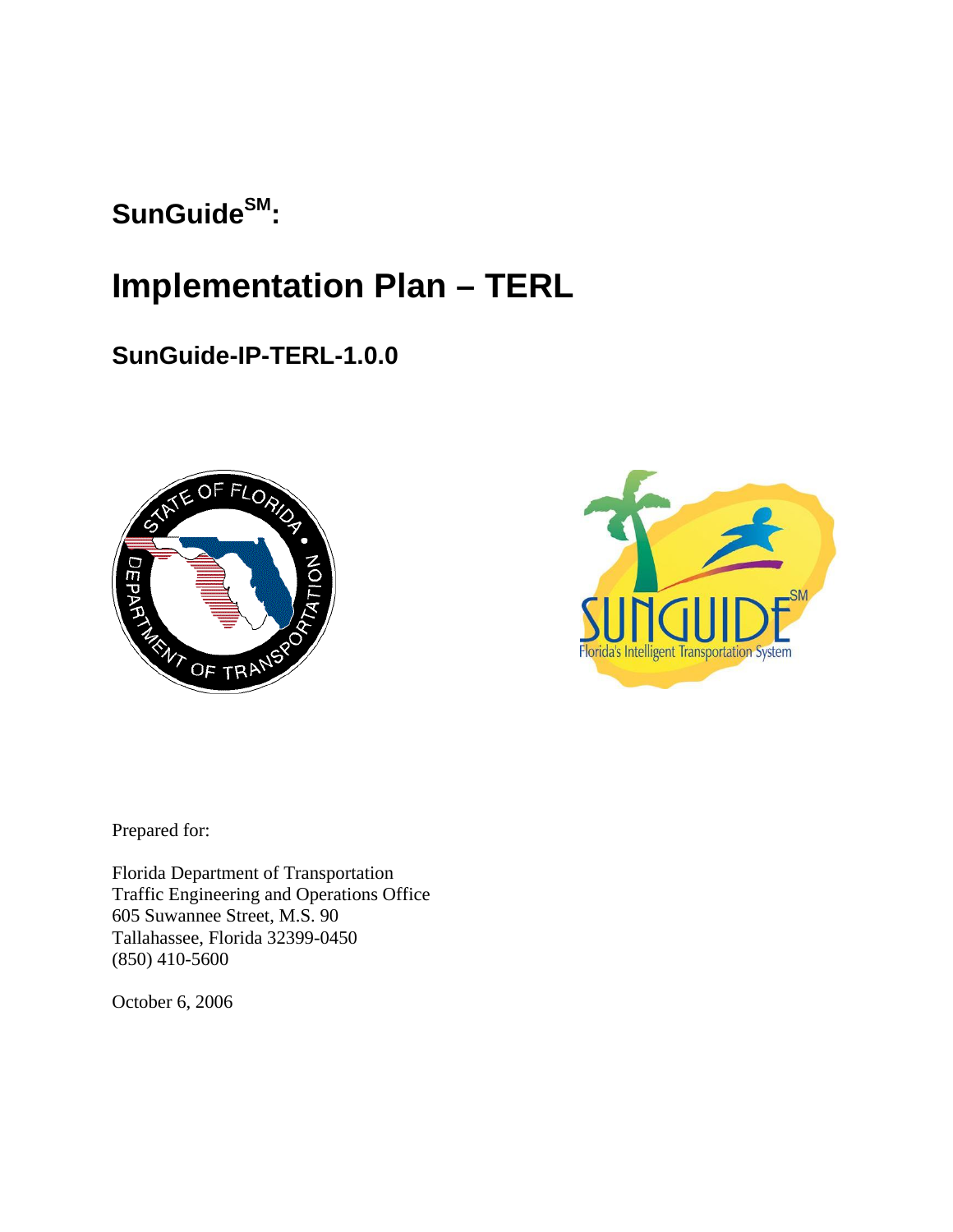**SunGuide[SM]:**

# Implementation Plan – TERL

## SunGuide-IP-TERL-1.0.0

Prepared for:

Florida Department of Transportation
Traffic Engineering and Operations Office
605 Suwannee Street, M.S. 90
Tallahassee, Florida 32399-0450
(850) 410-5600

October 6, 2006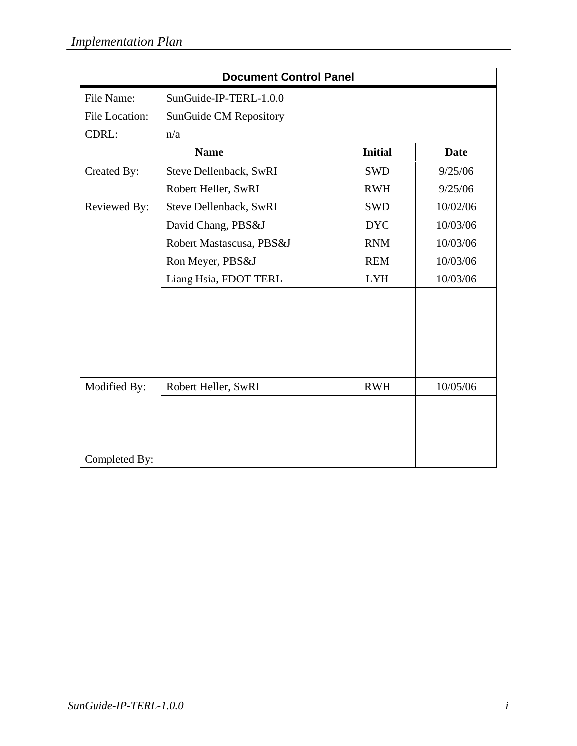| Document Control Panel | | | |
|---|---|---|---|
| File Name: | SunGuide-IP-TERL-1.0.0 | | |
| File Location: | SunGuide CM Repository | | |
| CDRL: | n/a | | |
| | **Name** | **Initial** | **Date** |
| Created By: | Steve Dellenback, SwRI | SWD | 9/25/06 |
| | Robert Heller, SwRI | RWH | 9/25/06 |
| Reviewed By: | Steve Dellenback, SwRI | SWD | 10/02/06 |
| | David Chang, PBS&J | DYC | 10/03/06 |
| | Robert Mastascusa, PBS&J | RNM | 10/03/06 |
| | Ron Meyer, PBS&J | REM | 10/03/06 |
| | Liang Hsia, FDOT TERL | LYH | 10/03/06 |
| | | | |
| | | | |
| | | | |
| | | | |
| | | | |
| Modified By: | Robert Heller, SwRI | RWH | 10/05/06 |
| | | | |
| | | | |
| | | | |
| Completed By: | | | |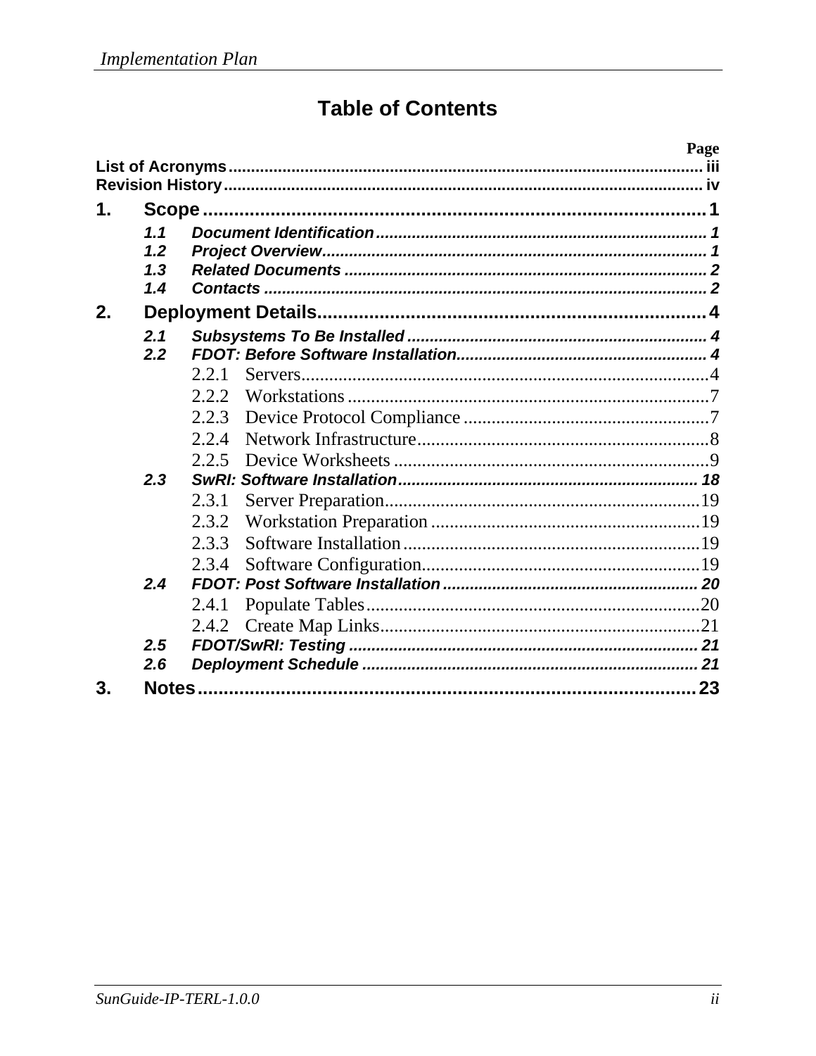# Table of Contents

| | Page |
|---|---|
| **List of Acronyms** | iii |
| **Revision History** | iv |
| **1. Scope** | **1** |
| *1.1 Document Identification* | 1 |
| *1.2 Project Overview* | 1 |
| *1.3 Related Documents* | 2 |
| *1.4 Contacts* | 2 |
| **2. Deployment Details** | **4** |
| *2.1 Subsystems To Be Installed* | 4 |
| *2.2 FDOT: Before Software Installation* | 4 |
| 2.2.1 Servers | 4 |
| 2.2.2 Workstations | 7 |
| 2.2.3 Device Protocol Compliance | 7 |
| 2.2.4 Network Infrastructure | 8 |
| 2.2.5 Device Worksheets | 9 |
| *2.3 SwRI: Software Installation* | 18 |
| 2.3.1 Server Preparation | 19 |
| 2.3.2 Workstation Preparation | 19 |
| 2.3.3 Software Installation | 19 |
| 2.3.4 Software Configuration | 19 |
| *2.4 FDOT: Post Software Installation* | 20 |
| 2.4.1 Populate Tables | 20 |
| 2.4.2 Create Map Links | 21 |
| *2.5 FDOT/SwRI: Testing* | 21 |
| *2.6 Deployment Schedule* | 21 |
| **3. Notes** | **23** |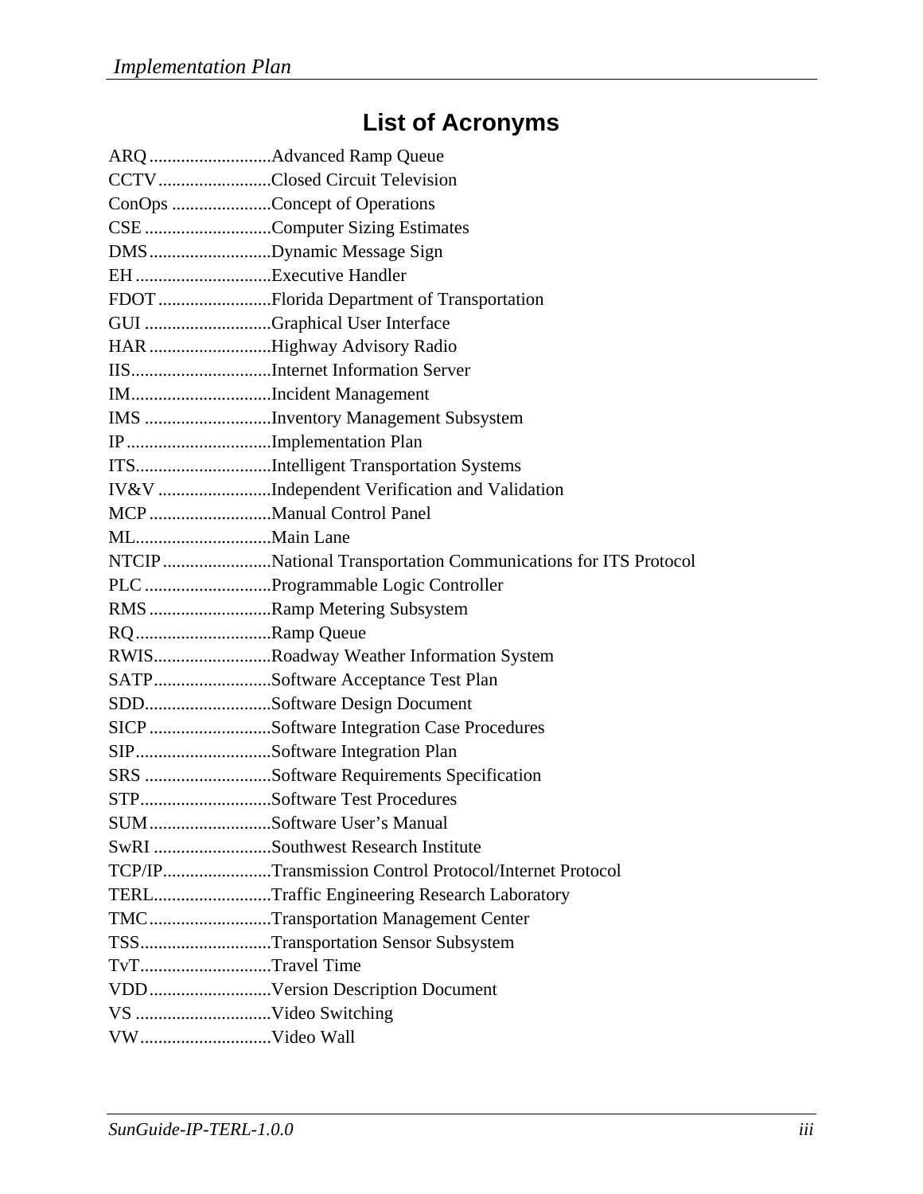# List of Acronyms

ARQ...........................Advanced Ramp Queue
CCTV.........................Closed Circuit Television
ConOps ......................Concept of Operations
CSE ............................Computer Sizing Estimates
DMS...........................Dynamic Message Sign
EH ..............................Executive Handler
FDOT .........................Florida Department of Transportation
GUI ............................Graphical User Interface
HAR ...........................Highway Advisory Radio
IIS...............................Internet Information Server
IM...............................Incident Management
IMS ............................Inventory Management Subsystem
IP ................................Implementation Plan
ITS..............................Intelligent Transportation Systems
IV&V .........................Independent Verification and Validation
MCP ...........................Manual Control Panel
ML..............................Main Lane
NTCIP ........................National Transportation Communications for ITS Protocol
PLC ............................Programmable Logic Controller
RMS ...........................Ramp Metering Subsystem
RQ..............................Ramp Queue
RWIS..........................Roadway Weather Information System
SATP..........................Software Acceptance Test Plan
SDD............................Software Design Document
SICP ...........................Software Integration Case Procedures
SIP..............................Software Integration Plan
SRS ............................Software Requirements Specification
STP.............................Software Test Procedures
SUM...........................Software User's Manual
SwRI ..........................Southwest Research Institute
TCP/IP........................Transmission Control Protocol/Internet Protocol
TERL..........................Traffic Engineering Research Laboratory
TMC...........................Transportation Management Center
TSS.............................Transportation Sensor Subsystem
TvT.............................Travel Time
VDD...........................Version Description Document
VS ..............................Video Switching
VW.............................Video Wall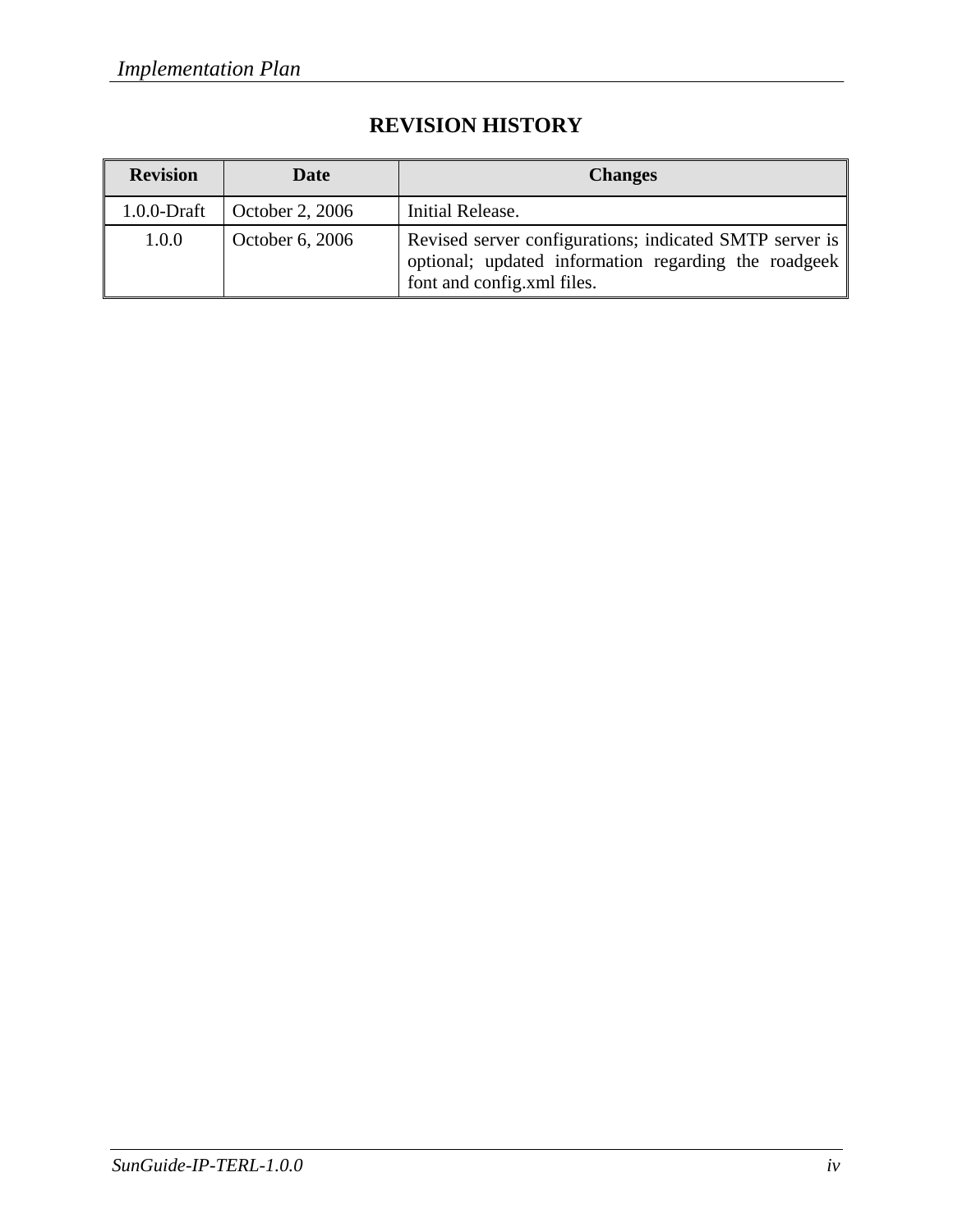# REVISION HISTORY

| Revision | Date | Changes |
|---|---|---|
| 1.0.0-Draft | October 2, 2006 | Initial Release. |
| 1.0.0 | October 6, 2006 | Revised server configurations; indicated SMTP server is optional; updated information regarding the roadgeek font and config.xml files. |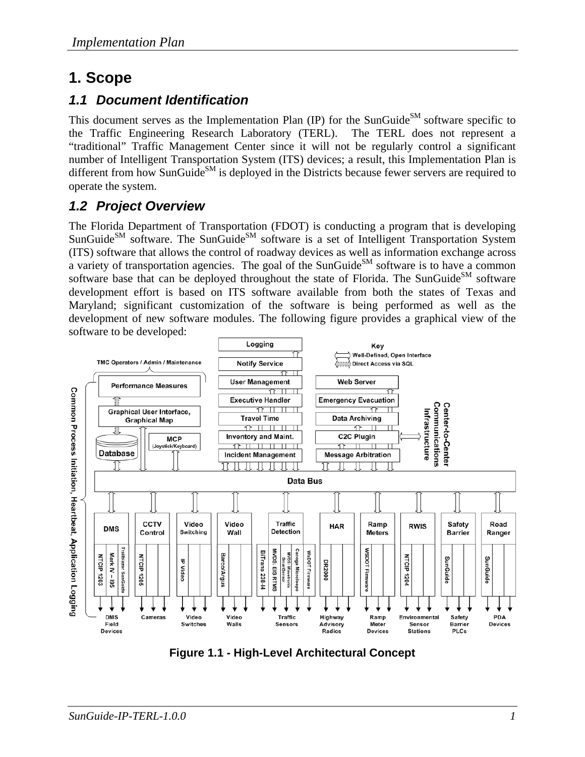# 1. Scope

## 1.1 Document Identification

This document serves as the Implementation Plan (IP) for the SunGuide[SM] software specific to the Traffic Engineering Research Laboratory (TERL). The TERL does not represent a "traditional" Traffic Management Center since it will not be regularly control a significant number of Intelligent Transportation System (ITS) devices; a result, this Implementation Plan is different from how SunGuide[SM] is deployed in the Districts because fewer servers are required to operate the system.

## 1.2 Project Overview

The Florida Department of Transportation (FDOT) is conducting a program that is developing SunGuide[SM] software. The SunGuide[SM] software is a set of Intelligent Transportation System (ITS) software that allows the control of roadway devices as well as information exchange across a variety of transportation agencies. The goal of the SunGuide[SM] software is to have a common software base that can be deployed throughout the state of Florida. The SunGuide[SM] software development effort is based on ITS software available from both the states of Texas and Maryland; significant customization of the software is being performed as well as the development of new software modules. The following figure provides a graphical view of the software to be developed:

**Figure 1.1 - High-Level Architectural Concept**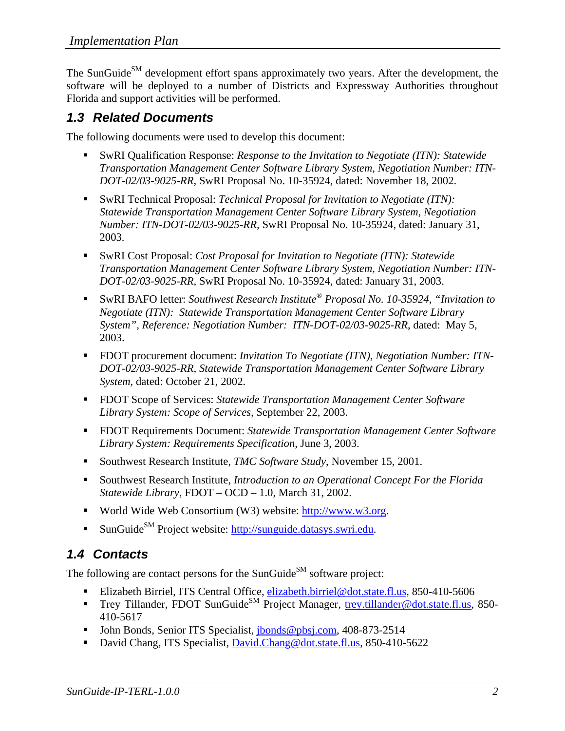The SunGuide[SM] development effort spans approximately two years. After the development, the software will be deployed to a number of Districts and Expressway Authorities throughout Florida and support activities will be performed.

## 1.3 Related Documents

The following documents were used to develop this document:

- SwRI Qualification Response: *Response to the Invitation to Negotiate (ITN): Statewide Transportation Management Center Software Library System, Negotiation Number: ITN-DOT-02/03-9025-RR,* SwRI Proposal No. 10-35924, dated: November 18, 2002.
- SwRI Technical Proposal: *Technical Proposal for Invitation to Negotiate (ITN): Statewide Transportation Management Center Software Library System, Negotiation Number: ITN-DOT-02/03-9025-RR,* SwRI Proposal No. 10-35924, dated: January 31, 2003.
- SwRI Cost Proposal: *Cost Proposal for Invitation to Negotiate (ITN): Statewide Transportation Management Center Software Library System, Negotiation Number: ITN-DOT-02/03-9025-RR,* SwRI Proposal No. 10-35924, dated: January 31, 2003.
- SwRI BAFO letter: *Southwest Research Institute® Proposal No. 10-35924, "Invitation to Negotiate (ITN): Statewide Transportation Management Center Software Library System", Reference: Negotiation Number: ITN-DOT-02/03-9025-RR,* dated: May 5, 2003.
- FDOT procurement document: *Invitation To Negotiate (ITN), Negotiation Number: ITN-DOT-02/03-9025-RR, Statewide Transportation Management Center Software Library System*, dated: October 21, 2002.
- FDOT Scope of Services: *Statewide Transportation Management Center Software Library System: Scope of Services,* September 22, 2003.
- FDOT Requirements Document: *Statewide Transportation Management Center Software Library System: Requirements Specification,* June 3, 2003.
- Southwest Research Institute, *TMC Software Study*, November 15, 2001.
- Southwest Research Institute, *Introduction to an Operational Concept For the Florida Statewide Library*, FDOT – OCD – 1.0, March 31, 2002.
- World Wide Web Consortium (W3) website: http://www.w3.org.
- SunGuide[SM] Project website: http://sunguide.datasys.swri.edu.

## 1.4 Contacts

The following are contact persons for the SunGuide[SM] software project:

- Elizabeth Birriel, ITS Central Office, elizabeth.birriel@dot.state.fl.us, 850-410-5606
- Trey Tillander, FDOT SunGuide[SM] Project Manager, trey.tillander@dot.state.fl.us, 850-410-5617
- John Bonds, Senior ITS Specialist, jbonds@pbsj.com, 408-873-2514
- David Chang, ITS Specialist, David.Chang@dot.state.fl.us, 850-410-5622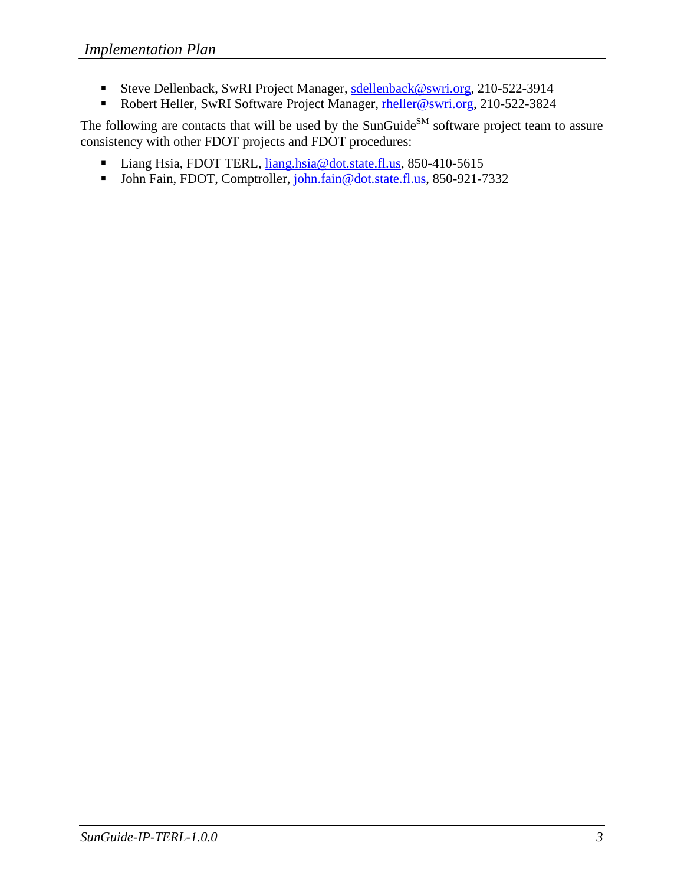- Steve Dellenback, SwRI Project Manager, sdellenback@swri.org, 210-522-3914
- Robert Heller, SwRI Software Project Manager, rheller@swri.org, 210-522-3824

The following are contacts that will be used by the SunGuide[SM] software project team to assure consistency with other FDOT projects and FDOT procedures:

- Liang Hsia, FDOT TERL, liang.hsia@dot.state.fl.us, 850-410-5615
- John Fain, FDOT, Comptroller, john.fain@dot.state.fl.us, 850-921-7332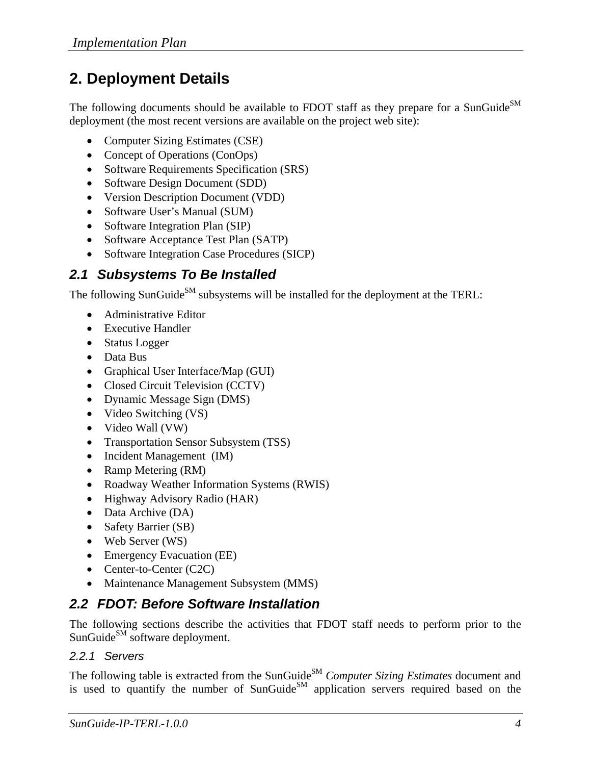# 2. Deployment Details

The following documents should be available to FDOT staff as they prepare for a SunGuide[SM] deployment (the most recent versions are available on the project web site):

- Computer Sizing Estimates (CSE)
- Concept of Operations (ConOps)
- Software Requirements Specification (SRS)
- Software Design Document (SDD)
- Version Description Document (VDD)
- Software User's Manual (SUM)
- Software Integration Plan (SIP)
- Software Acceptance Test Plan (SATP)
- Software Integration Case Procedures (SICP)

## 2.1 Subsystems To Be Installed

The following SunGuide[SM] subsystems will be installed for the deployment at the TERL:

- Administrative Editor
- Executive Handler
- Status Logger
- Data Bus
- Graphical User Interface/Map (GUI)
- Closed Circuit Television (CCTV)
- Dynamic Message Sign (DMS)
- Video Switching (VS)
- Video Wall (VW)
- Transportation Sensor Subsystem (TSS)
- Incident Management (IM)
- Ramp Metering (RM)
- Roadway Weather Information Systems (RWIS)
- Highway Advisory Radio (HAR)
- Data Archive (DA)
- Safety Barrier (SB)
- Web Server (WS)
- Emergency Evacuation (EE)
- Center-to-Center (C2C)
- Maintenance Management Subsystem (MMS)

## 2.2 FDOT: Before Software Installation

The following sections describe the activities that FDOT staff needs to perform prior to the SunGuide[SM] software deployment.

### 2.2.1 Servers

The following table is extracted from the SunGuide[SM] *Computer Sizing Estimates* document and is used to quantify the number of SunGuide[SM] application servers required based on the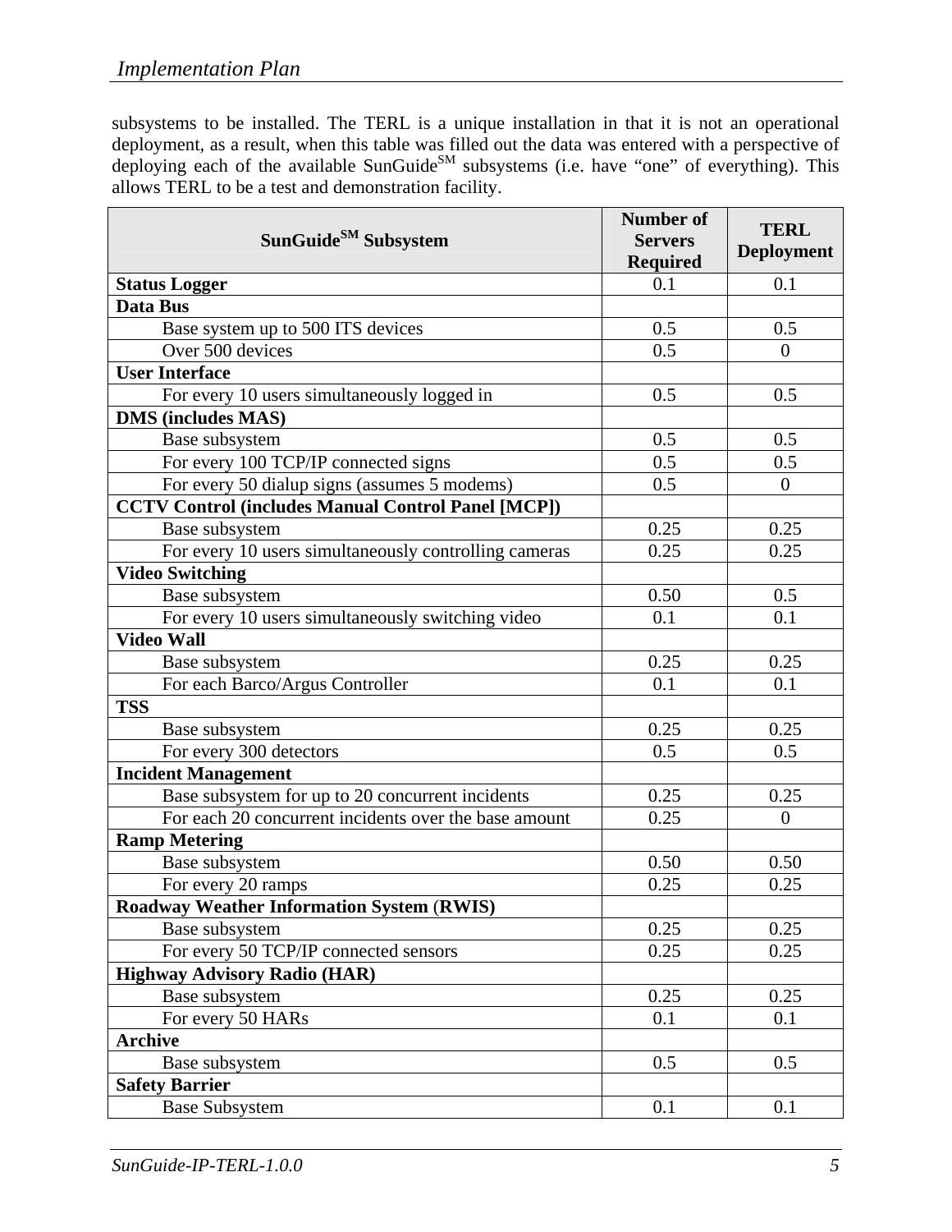subsystems to be installed. The TERL is a unique installation in that it is not an operational deployment, as a result, when this table was filled out the data was entered with a perspective of deploying each of the available SunGuide$^{SM}$ subsystems (i.e. have "one" of everything). This allows TERL to be a test and demonstration facility.

| SunGuide$^{SM}$ Subsystem | Number of Servers Required | TERL Deployment |
|---|---|---|
| **Status Logger** | 0.1 | 0.1 |
| **Data Bus** | | |
| Base system up to 500 ITS devices | 0.5 | 0.5 |
| Over 500 devices | 0.5 | 0 |
| **User Interface** | | |
| For every 10 users simultaneously logged in | 0.5 | 0.5 |
| **DMS (includes MAS)** | | |
| Base subsystem | 0.5 | 0.5 |
| For every 100 TCP/IP connected signs | 0.5 | 0.5 |
| For every 50 dialup signs (assumes 5 modems) | 0.5 | 0 |
| **CCTV Control (includes Manual Control Panel [MCP])** | | |
| Base subsystem | 0.25 | 0.25 |
| For every 10 users simultaneously controlling cameras | 0.25 | 0.25 |
| **Video Switching** | | |
| Base subsystem | 0.50 | 0.5 |
| For every 10 users simultaneously switching video | 0.1 | 0.1 |
| **Video Wall** | | |
| Base subsystem | 0.25 | 0.25 |
| For each Barco/Argus Controller | 0.1 | 0.1 |
| **TSS** | | |
| Base subsystem | 0.25 | 0.25 |
| For every 300 detectors | 0.5 | 0.5 |
| **Incident Management** | | |
| Base subsystem for up to 20 concurrent incidents | 0.25 | 0.25 |
| For each 20 concurrent incidents over the base amount | 0.25 | 0 |
| **Ramp Metering** | | |
| Base subsystem | 0.50 | 0.50 |
| For every 20 ramps | 0.25 | 0.25 |
| **Roadway Weather Information System (RWIS)** | | |
| Base subsystem | 0.25 | 0.25 |
| For every 50 TCP/IP connected sensors | 0.25 | 0.25 |
| **Highway Advisory Radio (HAR)** | | |
| Base subsystem | 0.25 | 0.25 |
| For every 50 HARs | 0.1 | 0.1 |
| **Archive** | | |
| Base subsystem | 0.5 | 0.5 |
| **Safety Barrier** | | |
| Base Subsystem | 0.1 | 0.1 |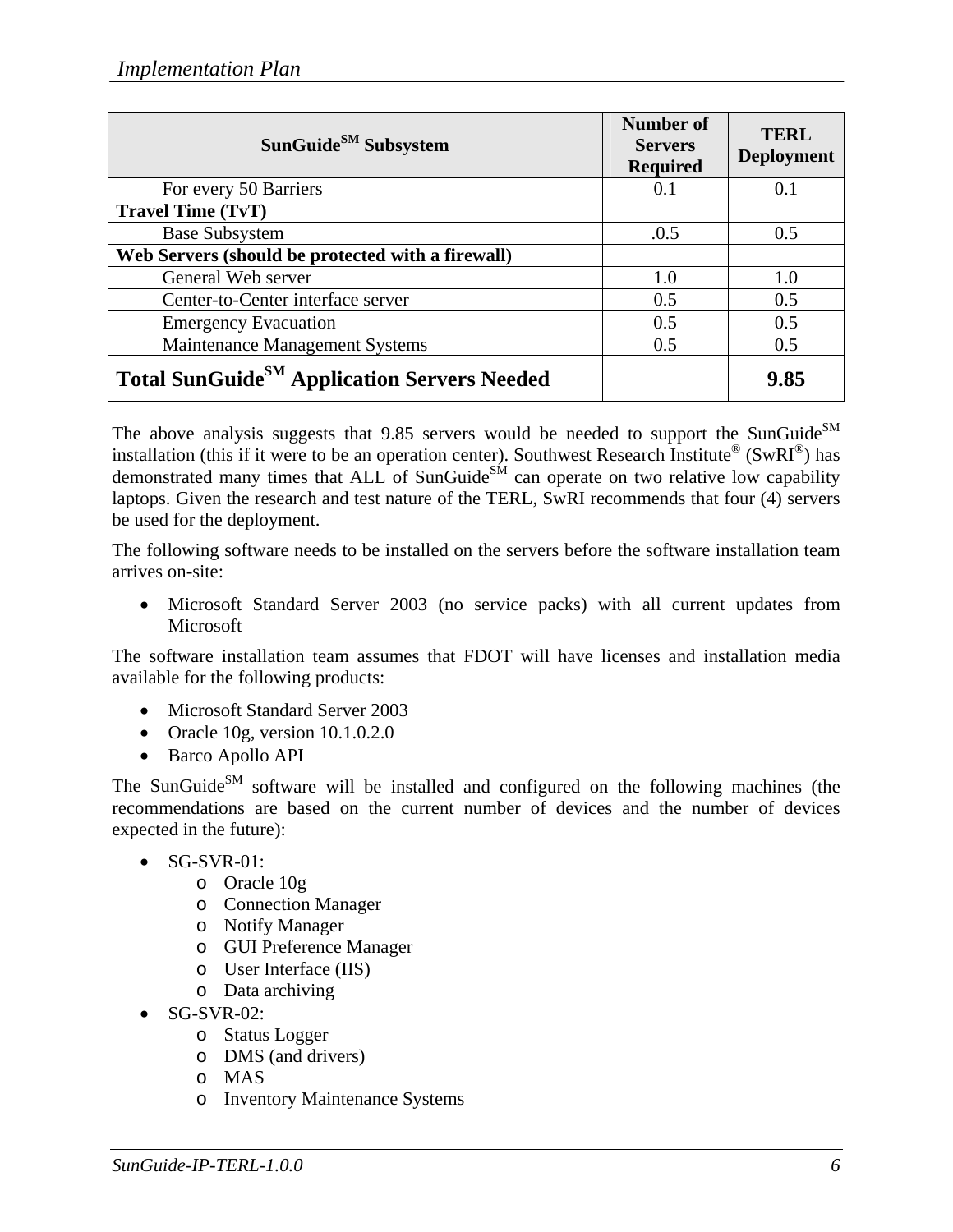| SunGuide<sup>SM</sup> Subsystem | Number of Servers Required | TERL Deployment |
|---|---|---|
| For every 50 Barriers | 0.1 | 0.1 |
| **Travel Time (TvT)** | | |
| Base Subsystem | .0.5 | 0.5 |
| **Web Servers (should be protected with a firewall)** | | |
| General Web server | 1.0 | 1.0 |
| Center-to-Center interface server | 0.5 | 0.5 |
| Emergency Evacuation | 0.5 | 0.5 |
| Maintenance Management Systems | 0.5 | 0.5 |
| **Total SunGuide<sup>SM</sup> Application Servers Needed** | | **9.85** |

The above analysis suggests that 9.85 servers would be needed to support the SunGuide<sup>SM</sup> installation (this if it were to be an operation center). Southwest Research Institute® (SwRI®) has demonstrated many times that ALL of SunGuide<sup>SM</sup> can operate on two relative low capability laptops. Given the research and test nature of the TERL, SwRI recommends that four (4) servers be used for the deployment.

The following software needs to be installed on the servers before the software installation team arrives on-site:

- Microsoft Standard Server 2003 (no service packs) with all current updates from Microsoft

The software installation team assumes that FDOT will have licenses and installation media available for the following products:

- Microsoft Standard Server 2003
- Oracle 10g, version 10.1.0.2.0
- Barco Apollo API

The SunGuide<sup>SM</sup> software will be installed and configured on the following machines (the recommendations are based on the current number of devices and the number of devices expected in the future):

- SG-SVR-01:
  - Oracle 10g
  - Connection Manager
  - Notify Manager
  - GUI Preference Manager
  - User Interface (IIS)
  - Data archiving
- SG-SVR-02:
  - Status Logger
  - DMS (and drivers)
  - MAS
  - Inventory Maintenance Systems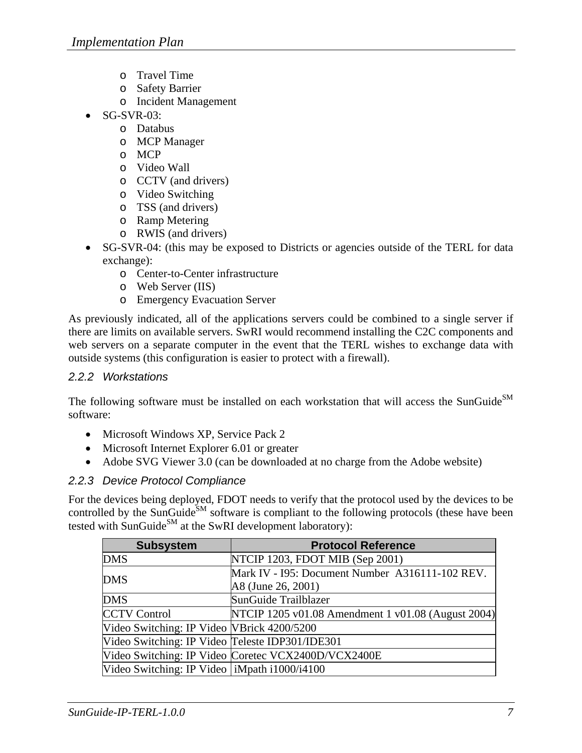- Travel Time
  - Safety Barrier
  - Incident Management
- SG-SVR-03:
  - Databus
  - MCP Manager
  - MCP
  - Video Wall
  - CCTV (and drivers)
  - Video Switching
  - TSS (and drivers)
  - Ramp Metering
  - RWIS (and drivers)
- SG-SVR-04: (this may be exposed to Districts or agencies outside of the TERL for data exchange):
  - Center-to-Center infrastructure
  - Web Server (IIS)
  - Emergency Evacuation Server

As previously indicated, all of the applications servers could be combined to a single server if there are limits on available servers. SwRI would recommend installing the C2C components and web servers on a separate computer in the event that the TERL wishes to exchange data with outside systems (this configuration is easier to protect with a firewall).

### 2.2.2 Workstations

The following software must be installed on each workstation that will access the SunGuide$^{SM}$ software:

- Microsoft Windows XP, Service Pack 2
- Microsoft Internet Explorer 6.01 or greater
- Adobe SVG Viewer 3.0 (can be downloaded at no charge from the Adobe website)

### 2.2.3 Device Protocol Compliance

For the devices being deployed, FDOT needs to verify that the protocol used by the devices to be controlled by the SunGuide$^{SM}$ software is compliant to the following protocols (these have been tested with SunGuide$^{SM}$ at the SwRI development laboratory):

| Subsystem | Protocol Reference |
|---|---|
| DMS | NTCIP 1203, FDOT MIB (Sep 2001) |
| DMS | Mark IV - I95: Document Number A316111-102 REV. A8 (June 26, 2001) |
| DMS | SunGuide Trailblazer |
| CCTV Control | NTCIP 1205 v01.08 Amendment 1 v01.08 (August 2004) |
| Video Switching: IP Video | VBrick 4200/5200 |
| Video Switching: IP Video | Teleste IDP301/IDE301 |
| Video Switching: IP Video | Coretec VCX2400D/VCX2400E |
| Video Switching: IP Video | iMpath i1000/i4100 |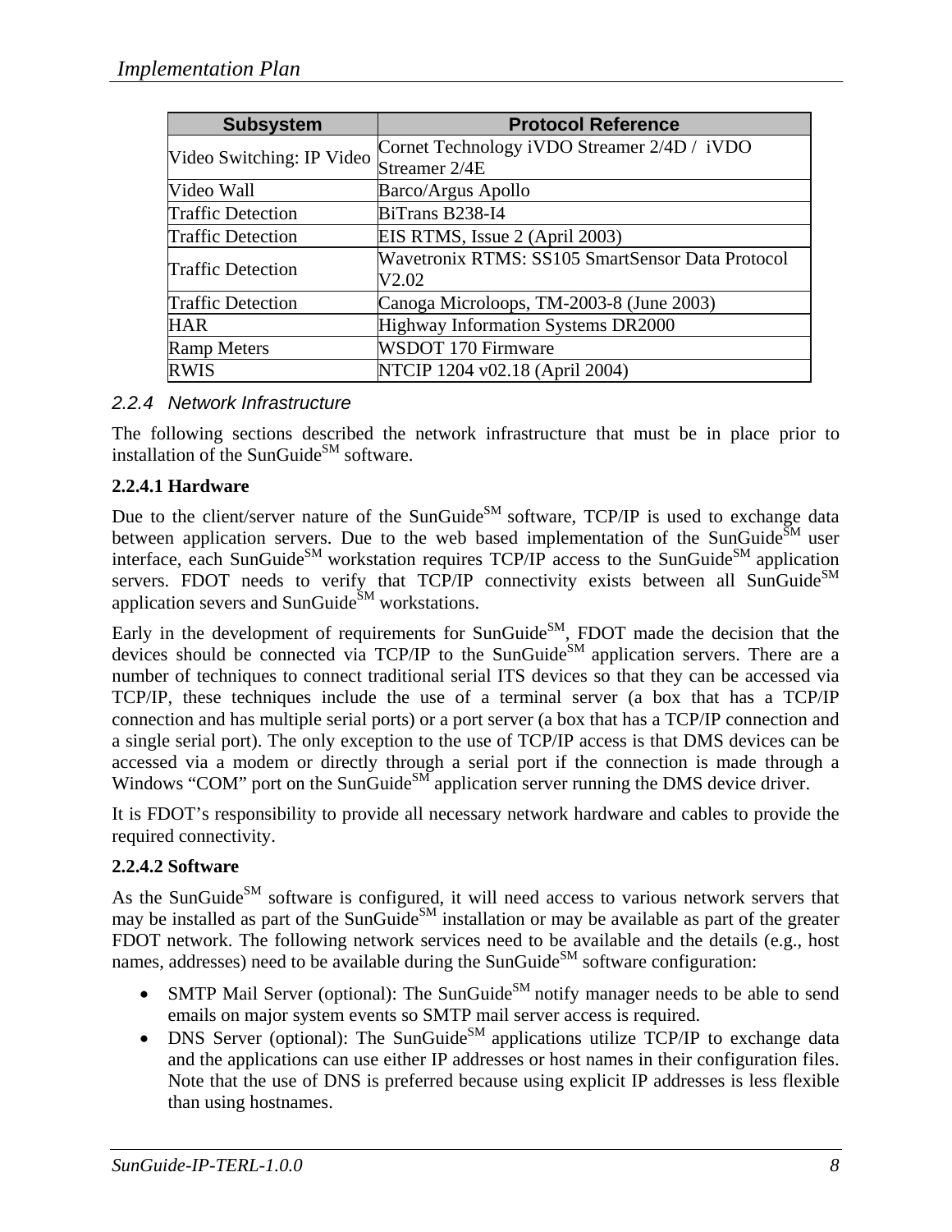| Subsystem | Protocol Reference |
|---|---|
| Video Switching: IP Video | Cornet Technology iVDO Streamer 2/4D / iVDO Streamer 2/4E |
| Video Wall | Barco/Argus Apollo |
| Traffic Detection | BiTrans B238-I4 |
| Traffic Detection | EIS RTMS, Issue 2 (April 2003) |
| Traffic Detection | Wavetronix RTMS: SS105 SmartSensor Data Protocol V2.02 |
| Traffic Detection | Canoga Microloops, TM-2003-8 (June 2003) |
| HAR | Highway Information Systems DR2000 |
| Ramp Meters | WSDOT 170 Firmware |
| RWIS | NTCIP 1204 v02.18 (April 2004) |

### 2.2.4 Network Infrastructure

The following sections described the network infrastructure that must be in place prior to installation of the SunGuide℠ software.

#### 2.2.4.1 Hardware

Due to the client/server nature of the SunGuide℠ software, TCP/IP is used to exchange data between application servers. Due to the web based implementation of the SunGuide℠ user interface, each SunGuide℠ workstation requires TCP/IP access to the SunGuide℠ application servers. FDOT needs to verify that TCP/IP connectivity exists between all SunGuide℠ application severs and SunGuide℠ workstations.

Early in the development of requirements for SunGuide℠, FDOT made the decision that the devices should be connected via TCP/IP to the SunGuide℠ application servers. There are a number of techniques to connect traditional serial ITS devices so that they can be accessed via TCP/IP, these techniques include the use of a terminal server (a box that has a TCP/IP connection and has multiple serial ports) or a port server (a box that has a TCP/IP connection and a single serial port). The only exception to the use of TCP/IP access is that DMS devices can be accessed via a modem or directly through a serial port if the connection is made through a Windows "COM" port on the SunGuide℠ application server running the DMS device driver.

It is FDOT's responsibility to provide all necessary network hardware and cables to provide the required connectivity.

#### 2.2.4.2 Software

As the SunGuide℠ software is configured, it will need access to various network servers that may be installed as part of the SunGuide℠ installation or may be available as part of the greater FDOT network. The following network services need to be available and the details (e.g., host names, addresses) need to be available during the SunGuide℠ software configuration:

- SMTP Mail Server (optional): The SunGuide℠ notify manager needs to be able to send emails on major system events so SMTP mail server access is required.
- DNS Server (optional): The SunGuide℠ applications utilize TCP/IP to exchange data and the applications can use either IP addresses or host names in their configuration files. Note that the use of DNS is preferred because using explicit IP addresses is less flexible than using hostnames.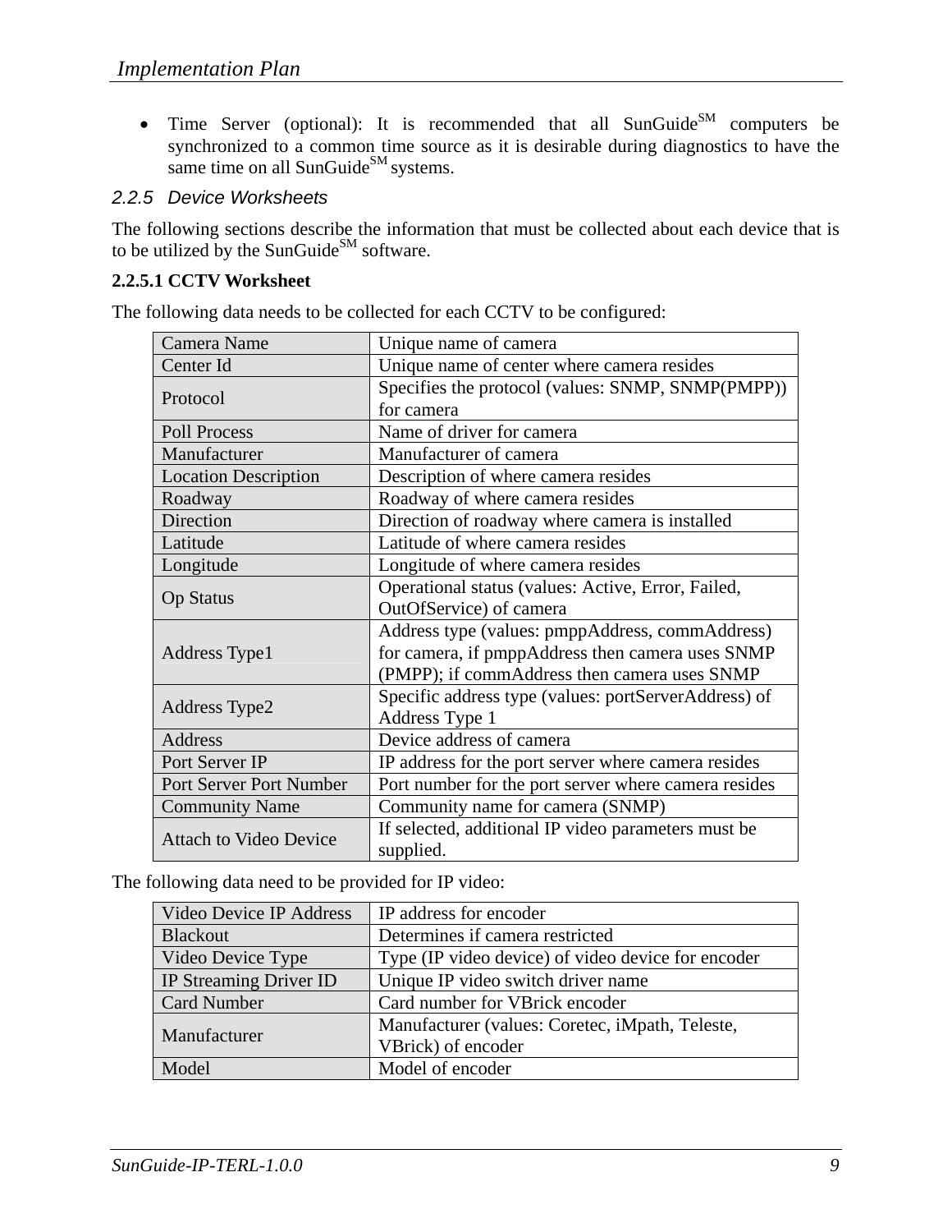- Time Server (optional): It is recommended that all SunGuide[SM] computers be synchronized to a common time source as it is desirable during diagnostics to have the same time on all SunGuide[SM] systems.

### 2.2.5 Device Worksheets

The following sections describe the information that must be collected about each device that is to be utilized by the SunGuide[SM] software.

#### 2.2.5.1 CCTV Worksheet

The following data needs to be collected for each CCTV to be configured:

| | |
|---|---|
| Camera Name | Unique name of camera |
| Center Id | Unique name of center where camera resides |
| Protocol | Specifies the protocol (values: SNMP, SNMP(PMPP)) for camera |
| Poll Process | Name of driver for camera |
| Manufacturer | Manufacturer of camera |
| Location Description | Description of where camera resides |
| Roadway | Roadway of where camera resides |
| Direction | Direction of roadway where camera is installed |
| Latitude | Latitude of where camera resides |
| Longitude | Longitude of where camera resides |
| Op Status | Operational status (values: Active, Error, Failed, OutOfService) of camera |
| Address Type1 | Address type (values: pmppAddress, commAddress) for camera, if pmppAddress then camera uses SNMP (PMPP); if commAddress then camera uses SNMP |
| Address Type2 | Specific address type (values: portServerAddress) of Address Type 1 |
| Address | Device address of camera |
| Port Server IP | IP address for the port server where camera resides |
| Port Server Port Number | Port number for the port server where camera resides |
| Community Name | Community name for camera (SNMP) |
| Attach to Video Device | If selected, additional IP video parameters must be supplied. |

The following data need to be provided for IP video:

| | |
|---|---|
| Video Device IP Address | IP address for encoder |
| Blackout | Determines if camera restricted |
| Video Device Type | Type (IP video device) of video device for encoder |
| IP Streaming Driver ID | Unique IP video switch driver name |
| Card Number | Card number for VBrick encoder |
| Manufacturer | Manufacturer (values: Coretec, iMpath, Teleste, VBrick) of encoder |
| Model | Model of encoder |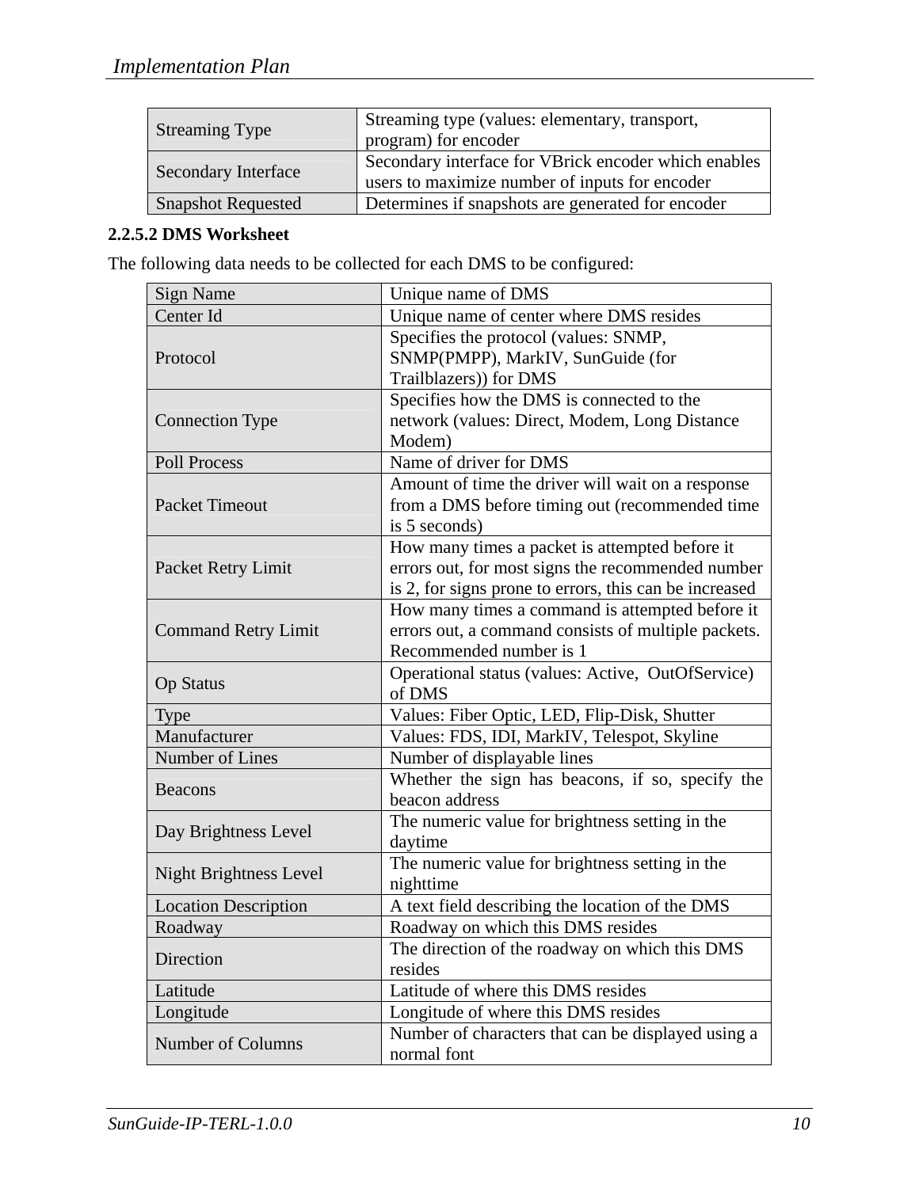| Streaming Type | Streaming type (values: elementary, transport, program) for encoder |
|---|---|
| Secondary Interface | Secondary interface for VBrick encoder which enables users to maximize number of inputs for encoder |
| Snapshot Requested | Determines if snapshots are generated for encoder |

#### 2.2.5.2 DMS Worksheet

The following data needs to be collected for each DMS to be configured:

| Sign Name | Unique name of DMS |
|---|---|
| Center Id | Unique name of center where DMS resides |
| Protocol | Specifies the protocol (values: SNMP, SNMP(PMPP), MarkIV, SunGuide (for Trailblazers)) for DMS |
| Connection Type | Specifies how the DMS is connected to the network (values: Direct, Modem, Long Distance Modem) |
| Poll Process | Name of driver for DMS |
| Packet Timeout | Amount of time the driver will wait on a response from a DMS before timing out (recommended time is 5 seconds) |
| Packet Retry Limit | How many times a packet is attempted before it errors out, for most signs the recommended number is 2, for signs prone to errors, this can be increased |
| Command Retry Limit | How many times a command is attempted before it errors out, a command consists of multiple packets. Recommended number is 1 |
| Op Status | Operational status (values: Active, OutOfService) of DMS |
| Type | Values: Fiber Optic, LED, Flip-Disk, Shutter |
| Manufacturer | Values: FDS, IDI, MarkIV, Telespot, Skyline |
| Number of Lines | Number of displayable lines |
| Beacons | Whether the sign has beacons, if so, specify the beacon address |
| Day Brightness Level | The numeric value for brightness setting in the daytime |
| Night Brightness Level | The numeric value for brightness setting in the nighttime |
| Location Description | A text field describing the location of the DMS |
| Roadway | Roadway on which this DMS resides |
| Direction | The direction of the roadway on which this DMS resides |
| Latitude | Latitude of where this DMS resides |
| Longitude | Longitude of where this DMS resides |
| Number of Columns | Number of characters that can be displayed using a normal font |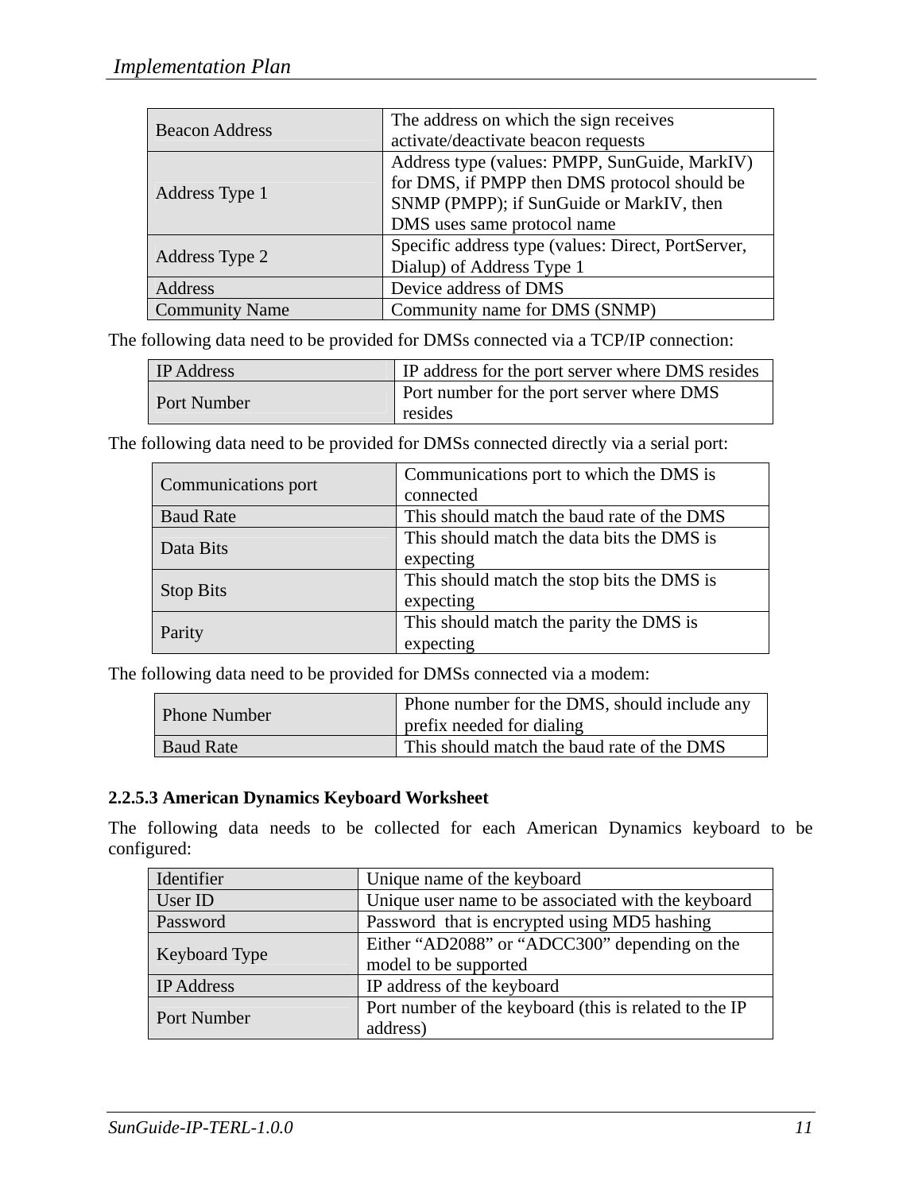| Beacon Address | The address on which the sign receives activate/deactivate beacon requests |
| --- | --- |
| Address Type 1 | Address type (values: PMPP, SunGuide, MarkIV) for DMS, if PMPP then DMS protocol should be SNMP (PMPP); if SunGuide or MarkIV, then DMS uses same protocol name |
| Address Type 2 | Specific address type (values: Direct, PortServer, Dialup) of Address Type 1 |
| Address | Device address of DMS |
| Community Name | Community name for DMS (SNMP) |

The following data need to be provided for DMSs connected via a TCP/IP connection:

| IP Address | IP address for the port server where DMS resides |
| --- | --- |
| Port Number | Port number for the port server where DMS resides |

The following data need to be provided for DMSs connected directly via a serial port:

| Communications port | Communications port to which the DMS is connected |
| --- | --- |
| Baud Rate | This should match the baud rate of the DMS |
| Data Bits | This should match the data bits the DMS is expecting |
| Stop Bits | This should match the stop bits the DMS is expecting |
| Parity | This should match the parity the DMS is expecting |

The following data need to be provided for DMSs connected via a modem:

| Phone Number | Phone number for the DMS, should include any prefix needed for dialing |
| --- | --- |
| Baud Rate | This should match the baud rate of the DMS |

### 2.2.5.3 American Dynamics Keyboard Worksheet

The following data needs to be collected for each American Dynamics keyboard to be configured:

| Identifier | Unique name of the keyboard |
| --- | --- |
| User ID | Unique user name to be associated with the keyboard |
| Password | Password that is encrypted using MD5 hashing |
| Keyboard Type | Either “AD2088” or “ADCC300” depending on the model to be supported |
| IP Address | IP address of the keyboard |
| Port Number | Port number of the keyboard (this is related to the IP address) |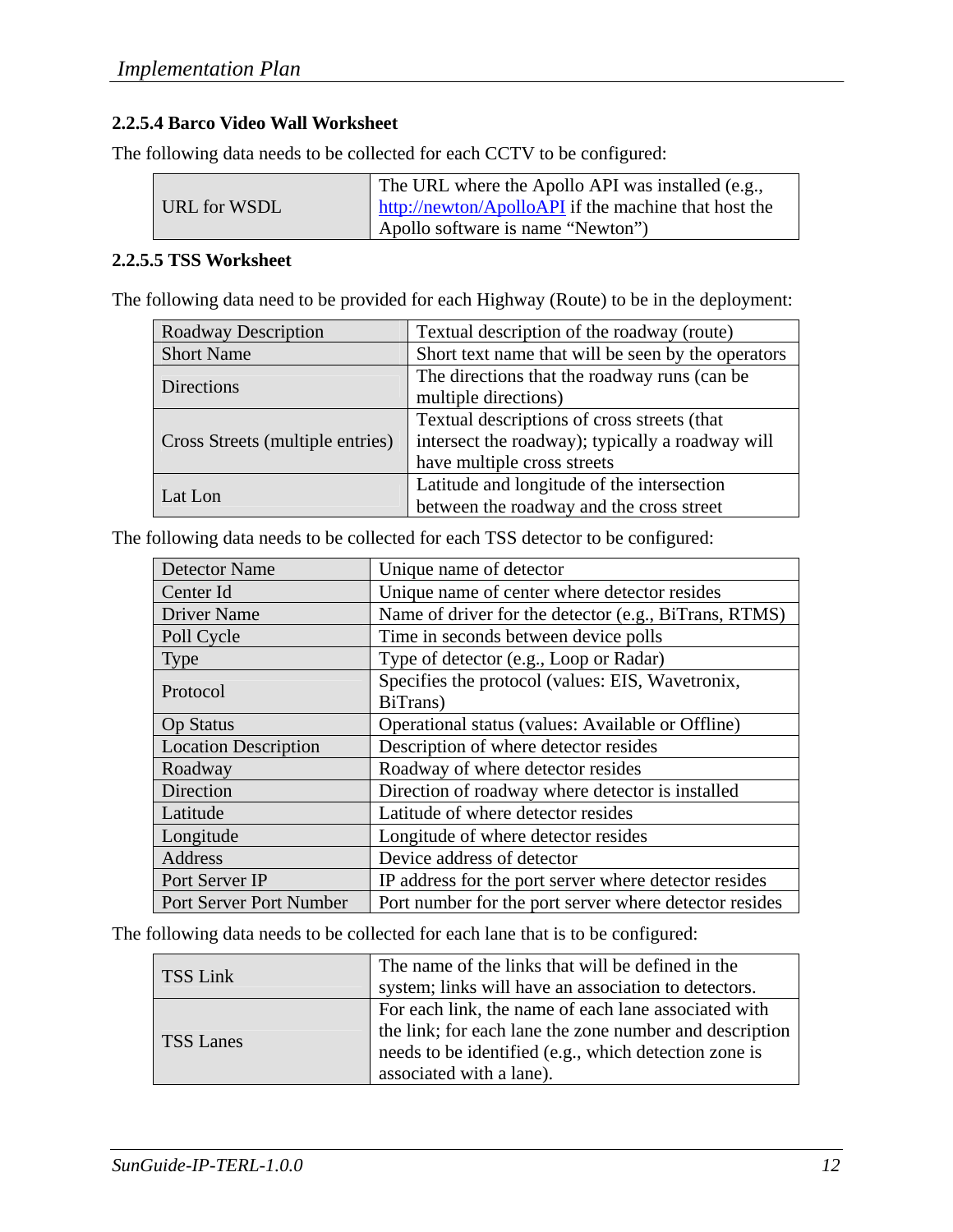#### 2.2.5.4 Barco Video Wall Worksheet

The following data needs to be collected for each CCTV to be configured:

| | |
|---|---|
| URL for WSDL | The URL where the Apollo API was installed (e.g., http://newton/ApolloAPI if the machine that host the Apollo software is name "Newton") |

#### 2.2.5.5 TSS Worksheet

The following data need to be provided for each Highway (Route) to be in the deployment:

| | |
|---|---|
| Roadway Description | Textual description of the roadway (route) |
| Short Name | Short text name that will be seen by the operators |
| Directions | The directions that the roadway runs (can be multiple directions) |
| Cross Streets (multiple entries) | Textual descriptions of cross streets (that intersect the roadway); typically a roadway will have multiple cross streets |
| Lat Lon | Latitude and longitude of the intersection between the roadway and the cross street |

The following data needs to be collected for each TSS detector to be configured:

| | |
|---|---|
| Detector Name | Unique name of detector |
| Center Id | Unique name of center where detector resides |
| Driver Name | Name of driver for the detector (e.g., BiTrans, RTMS) |
| Poll Cycle | Time in seconds between device polls |
| Type | Type of detector (e.g., Loop or Radar) |
| Protocol | Specifies the protocol (values: EIS, Wavetronix, BiTrans) |
| Op Status | Operational status (values: Available or Offline) |
| Location Description | Description of where detector resides |
| Roadway | Roadway of where detector resides |
| Direction | Direction of roadway where detector is installed |
| Latitude | Latitude of where detector resides |
| Longitude | Longitude of where detector resides |
| Address | Device address of detector |
| Port Server IP | IP address for the port server where detector resides |
| Port Server Port Number | Port number for the port server where detector resides |

The following data needs to be collected for each lane that is to be configured:

| | |
|---|---|
| TSS Link | The name of the links that will be defined in the system; links will have an association to detectors. |
| TSS Lanes | For each link, the name of each lane associated with the link; for each lane the zone number and description needs to be identified (e.g., which detection zone is associated with a lane). |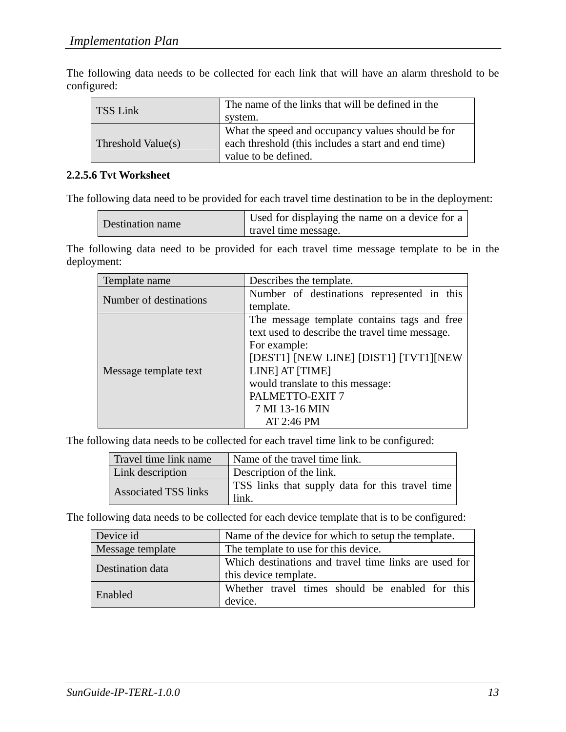The following data needs to be collected for each link that will have an alarm threshold to be configured:

| | |
|---|---|
| TSS Link | The name of the links that will be defined in the system. |
| Threshold Value(s) | What the speed and occupancy values should be for each threshold (this includes a start and end time) value to be defined. |

**2.2.5.6 Tvt Worksheet**

The following data need to be provided for each travel time destination to be in the deployment:

| | |
|---|---|
| Destination name | Used for displaying the name on a device for a travel time message. |

The following data need to be provided for each travel time message template to be in the deployment:

| | |
|---|---|
| Template name | Describes the template. |
| Number of destinations | Number of destinations represented in this template. |
| Message template text | The message template contains tags and free text used to describe the travel time message.<br>For example:<br>[DEST1] [NEW LINE] [DIST1] [TVT1][NEW LINE] AT [TIME]<br>would translate to this message:<br>PALMETTO-EXIT 7<br>7 MI 13-16 MIN<br>AT 2:46 PM |

The following data needs to be collected for each travel time link to be configured:

| | |
|---|---|
| Travel time link name | Name of the travel time link. |
| Link description | Description of the link. |
| Associated TSS links | TSS links that supply data for this travel time link. |

The following data needs to be collected for each device template that is to be configured:

| | |
|---|---|
| Device id | Name of the device for which to setup the template. |
| Message template | The template to use for this device. |
| Destination data | Which destinations and travel time links are used for this device template. |
| Enabled | Whether travel times should be enabled for this device. |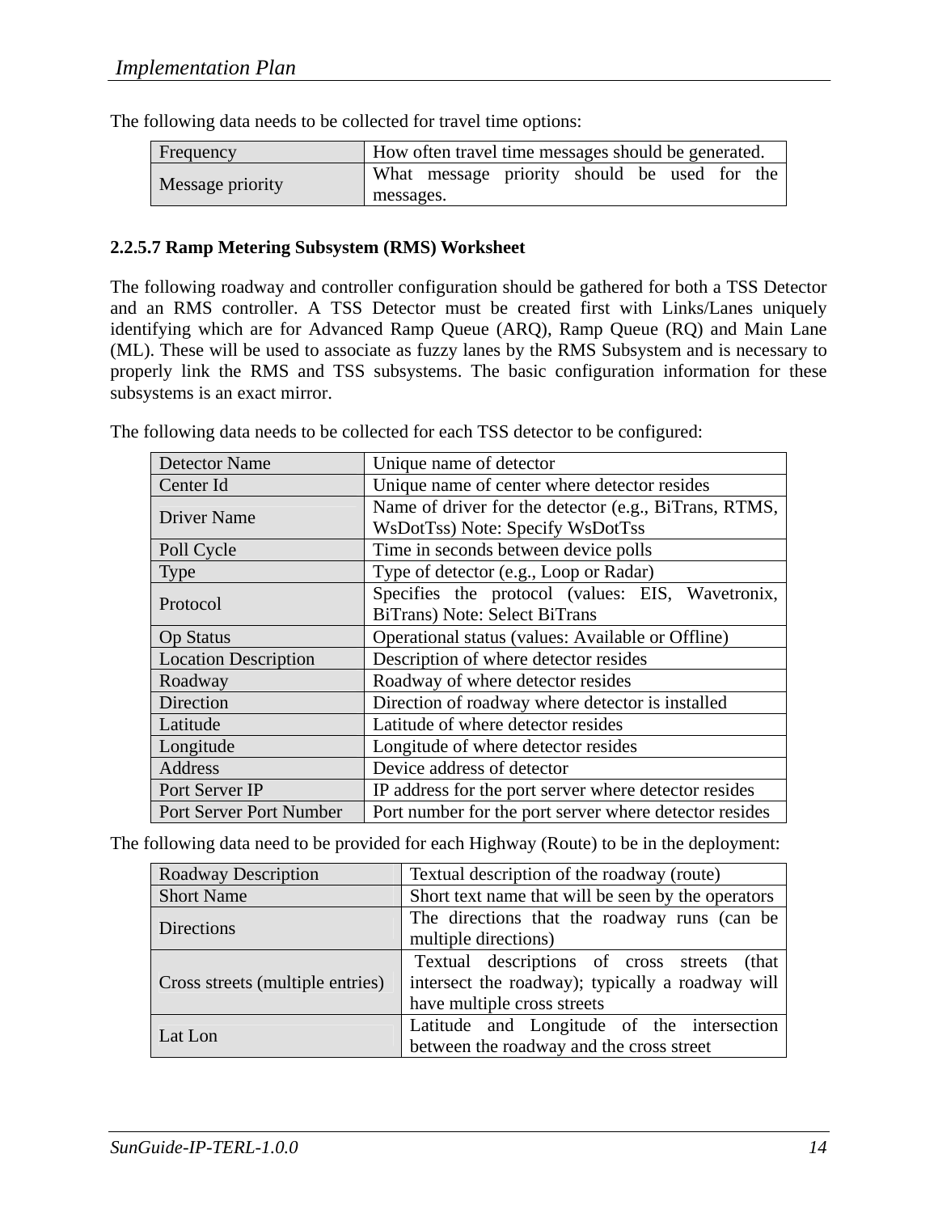The following data needs to be collected for travel time options:

| Frequency | How often travel time messages should be generated. |
| --- | --- |
| Message priority | What message priority should be used for the messages. |

### 2.2.5.7 Ramp Metering Subsystem (RMS) Worksheet

The following roadway and controller configuration should be gathered for both a TSS Detector and an RMS controller. A TSS Detector must be created first with Links/Lanes uniquely identifying which are for Advanced Ramp Queue (ARQ), Ramp Queue (RQ) and Main Lane (ML). These will be used to associate as fuzzy lanes by the RMS Subsystem and is necessary to properly link the RMS and TSS subsystems. The basic configuration information for these subsystems is an exact mirror.

The following data needs to be collected for each TSS detector to be configured:

| Detector Name | Unique name of detector |
| --- | --- |
| Center Id | Unique name of center where detector resides |
| Driver Name | Name of driver for the detector (e.g., BiTrans, RTMS, WsDotTss) Note: Specify WsDotTss |
| Poll Cycle | Time in seconds between device polls |
| Type | Type of detector (e.g., Loop or Radar) |
| Protocol | Specifies the protocol (values: EIS, Wavetronix, BiTrans) Note: Select BiTrans |
| Op Status | Operational status (values: Available or Offline) |
| Location Description | Description of where detector resides |
| Roadway | Roadway of where detector resides |
| Direction | Direction of roadway where detector is installed |
| Latitude | Latitude of where detector resides |
| Longitude | Longitude of where detector resides |
| Address | Device address of detector |
| Port Server IP | IP address for the port server where detector resides |
| Port Server Port Number | Port number for the port server where detector resides |

The following data need to be provided for each Highway (Route) to be in the deployment:

| Roadway Description | Textual description of the roadway (route) |
| --- | --- |
| Short Name | Short text name that will be seen by the operators |
| Directions | The directions that the roadway runs (can be multiple directions) |
| Cross streets (multiple entries) | Textual descriptions of cross streets (that intersect the roadway); typically a roadway will have multiple cross streets |
| Lat Lon | Latitude and Longitude of the intersection between the roadway and the cross street |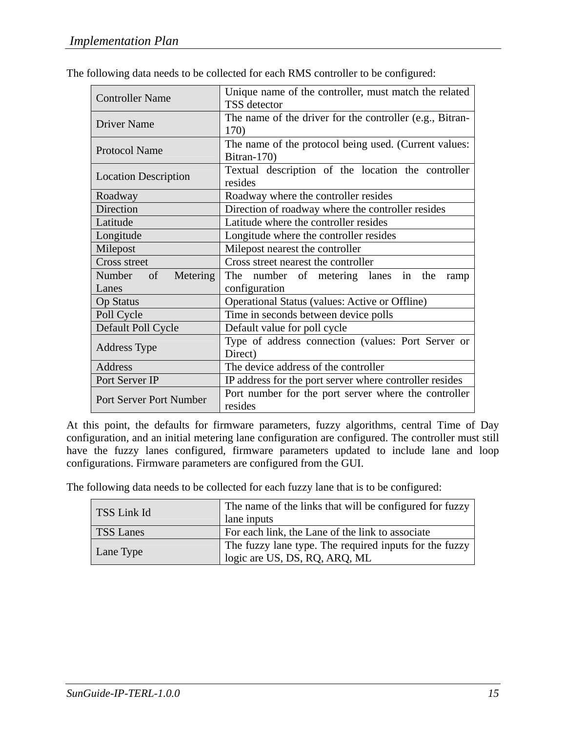The following data needs to be collected for each RMS controller to be configured:

| | |
|---|---|
| Controller Name | Unique name of the controller, must match the related TSS detector |
| Driver Name | The name of the driver for the controller (e.g., Bitran-170) |
| Protocol Name | The name of the protocol being used. (Current values: Bitran-170) |
| Location Description | Textual description of the location the controller resides |
| Roadway | Roadway where the controller resides |
| Direction | Direction of roadway where the controller resides |
| Latitude | Latitude where the controller resides |
| Longitude | Longitude where the controller resides |
| Milepost | Milepost nearest the controller |
| Cross street | Cross street nearest the controller |
| Number of Metering Lanes | The number of metering lanes in the ramp configuration |
| Op Status | Operational Status (values: Active or Offline) |
| Poll Cycle | Time in seconds between device polls |
| Default Poll Cycle | Default value for poll cycle |
| Address Type | Type of address connection (values: Port Server or Direct) |
| Address | The device address of the controller |
| Port Server IP | IP address for the port server where controller resides |
| Port Server Port Number | Port number for the port server where the controller resides |

At this point, the defaults for firmware parameters, fuzzy algorithms, central Time of Day configuration, and an initial metering lane configuration are configured. The controller must still have the fuzzy lanes configured, firmware parameters updated to include lane and loop configurations. Firmware parameters are configured from the GUI.

The following data needs to be collected for each fuzzy lane that is to be configured:

| | |
|---|---|
| TSS Link Id | The name of the links that will be configured for fuzzy lane inputs |
| TSS Lanes | For each link, the Lane of the link to associate |
| Lane Type | The fuzzy lane type. The required inputs for the fuzzy logic are US, DS, RQ, ARQ, ML |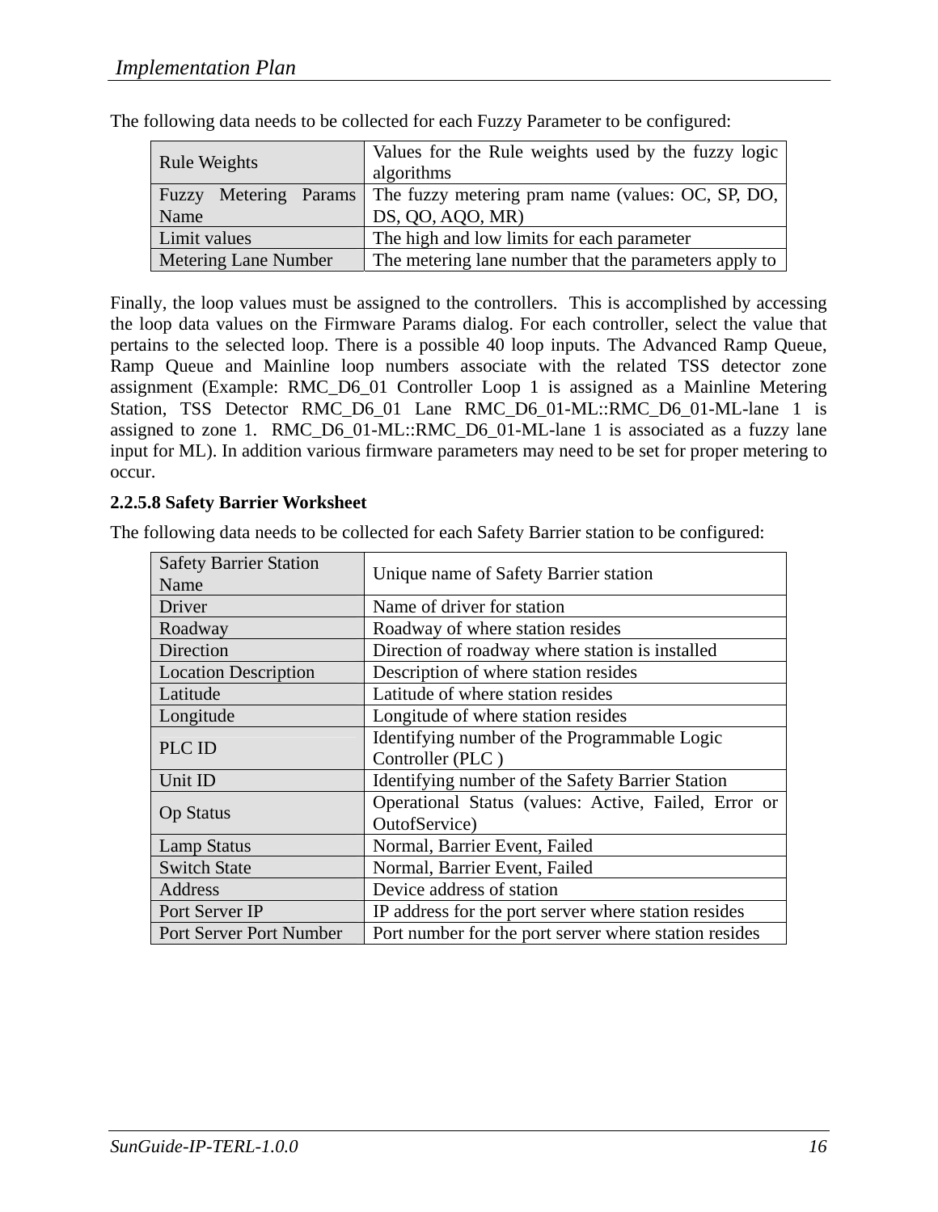The following data needs to be collected for each Fuzzy Parameter to be configured:

| | |
|---|---|
| Rule Weights | Values for the Rule weights used by the fuzzy logic algorithms |
| Fuzzy Metering Params Name | The fuzzy metering pram name (values: OC, SP, DO, DS, QO, AQO, MR) |
| Limit values | The high and low limits for each parameter |
| Metering Lane Number | The metering lane number that the parameters apply to |

Finally, the loop values must be assigned to the controllers. This is accomplished by accessing the loop data values on the Firmware Params dialog. For each controller, select the value that pertains to the selected loop. There is a possible 40 loop inputs. The Advanced Ramp Queue, Ramp Queue and Mainline loop numbers associate with the related TSS detector zone assignment (Example: RMC_D6_01 Controller Loop 1 is assigned as a Mainline Metering Station, TSS Detector RMC_D6_01 Lane RMC_D6_01-ML::RMC_D6_01-ML-lane 1 is assigned to zone 1. RMC_D6_01-ML::RMC_D6_01-ML-lane 1 is associated as a fuzzy lane input for ML). In addition various firmware parameters may need to be set for proper metering to occur.

#### 2.2.5.8 Safety Barrier Worksheet

The following data needs to be collected for each Safety Barrier station to be configured:

| | |
|---|---|
| Safety Barrier Station Name | Unique name of Safety Barrier station |
| Driver | Name of driver for station |
| Roadway | Roadway of where station resides |
| Direction | Direction of roadway where station is installed |
| Location Description | Description of where station resides |
| Latitude | Latitude of where station resides |
| Longitude | Longitude of where station resides |
| PLC ID | Identifying number of the Programmable Logic Controller (PLC ) |
| Unit ID | Identifying number of the Safety Barrier Station |
| Op Status | Operational Status (values: Active, Failed, Error or OutofService) |
| Lamp Status | Normal, Barrier Event, Failed |
| Switch State | Normal, Barrier Event, Failed |
| Address | Device address of station |
| Port Server IP | IP address for the port server where station resides |
| Port Server Port Number | Port number for the port server where station resides |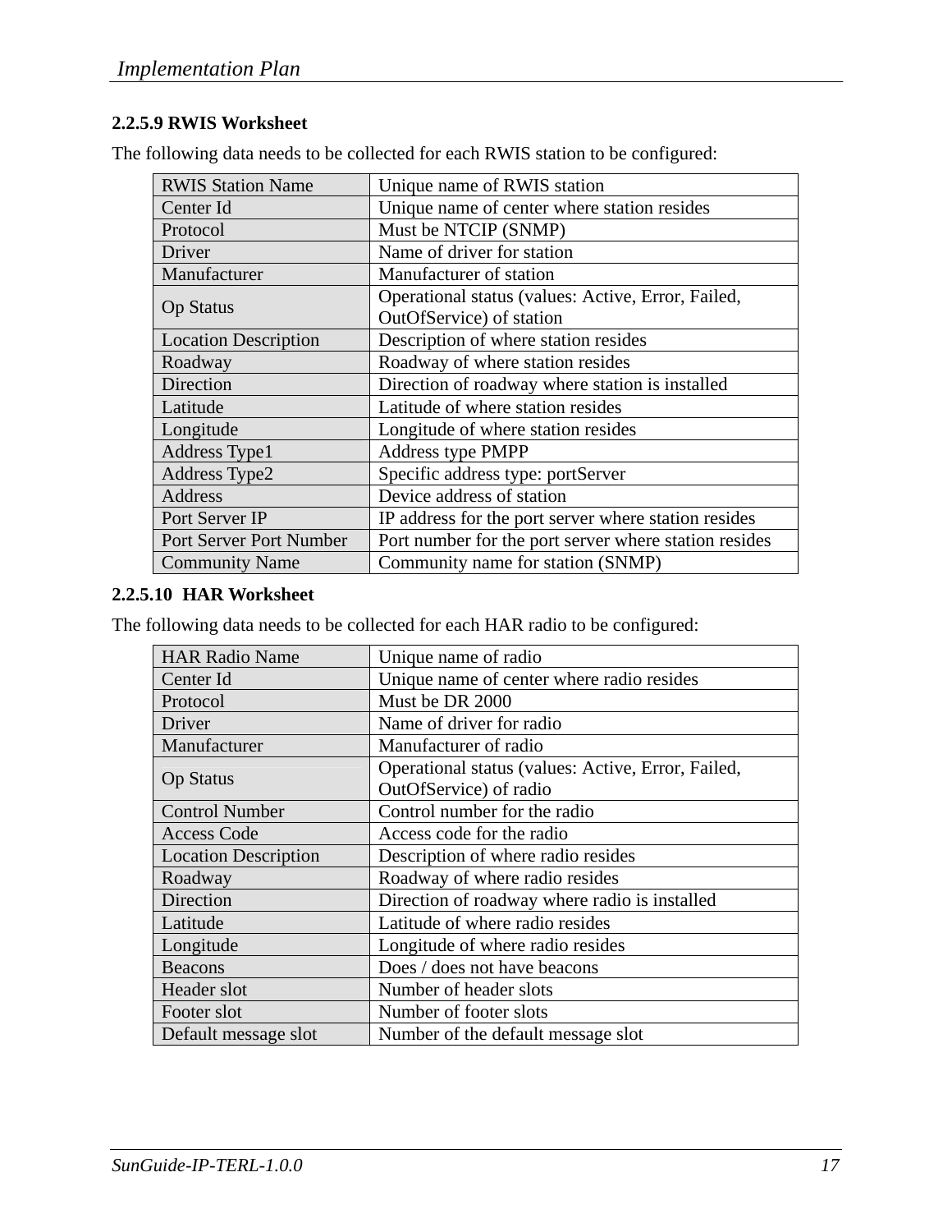#### 2.2.5.9 RWIS Worksheet

The following data needs to be collected for each RWIS station to be configured:

| | |
|---|---|
| RWIS Station Name | Unique name of RWIS station |
| Center Id | Unique name of center where station resides |
| Protocol | Must be NTCIP (SNMP) |
| Driver | Name of driver for station |
| Manufacturer | Manufacturer of station |
| Op Status | Operational status (values: Active, Error, Failed, OutOfService) of station |
| Location Description | Description of where station resides |
| Roadway | Roadway of where station resides |
| Direction | Direction of roadway where station is installed |
| Latitude | Latitude of where station resides |
| Longitude | Longitude of where station resides |
| Address Type1 | Address type PMPP |
| Address Type2 | Specific address type: portServer |
| Address | Device address of station |
| Port Server IP | IP address for the port server where station resides |
| Port Server Port Number | Port number for the port server where station resides |
| Community Name | Community name for station (SNMP) |

#### 2.2.5.10 HAR Worksheet

The following data needs to be collected for each HAR radio to be configured:

| | |
|---|---|
| HAR Radio Name | Unique name of radio |
| Center Id | Unique name of center where radio resides |
| Protocol | Must be DR 2000 |
| Driver | Name of driver for radio |
| Manufacturer | Manufacturer of radio |
| Op Status | Operational status (values: Active, Error, Failed, OutOfService) of radio |
| Control Number | Control number for the radio |
| Access Code | Access code for the radio |
| Location Description | Description of where radio resides |
| Roadway | Roadway of where radio resides |
| Direction | Direction of roadway where radio is installed |
| Latitude | Latitude of where radio resides |
| Longitude | Longitude of where radio resides |
| Beacons | Does / does not have beacons |
| Header slot | Number of header slots |
| Footer slot | Number of footer slots |
| Default message slot | Number of the default message slot |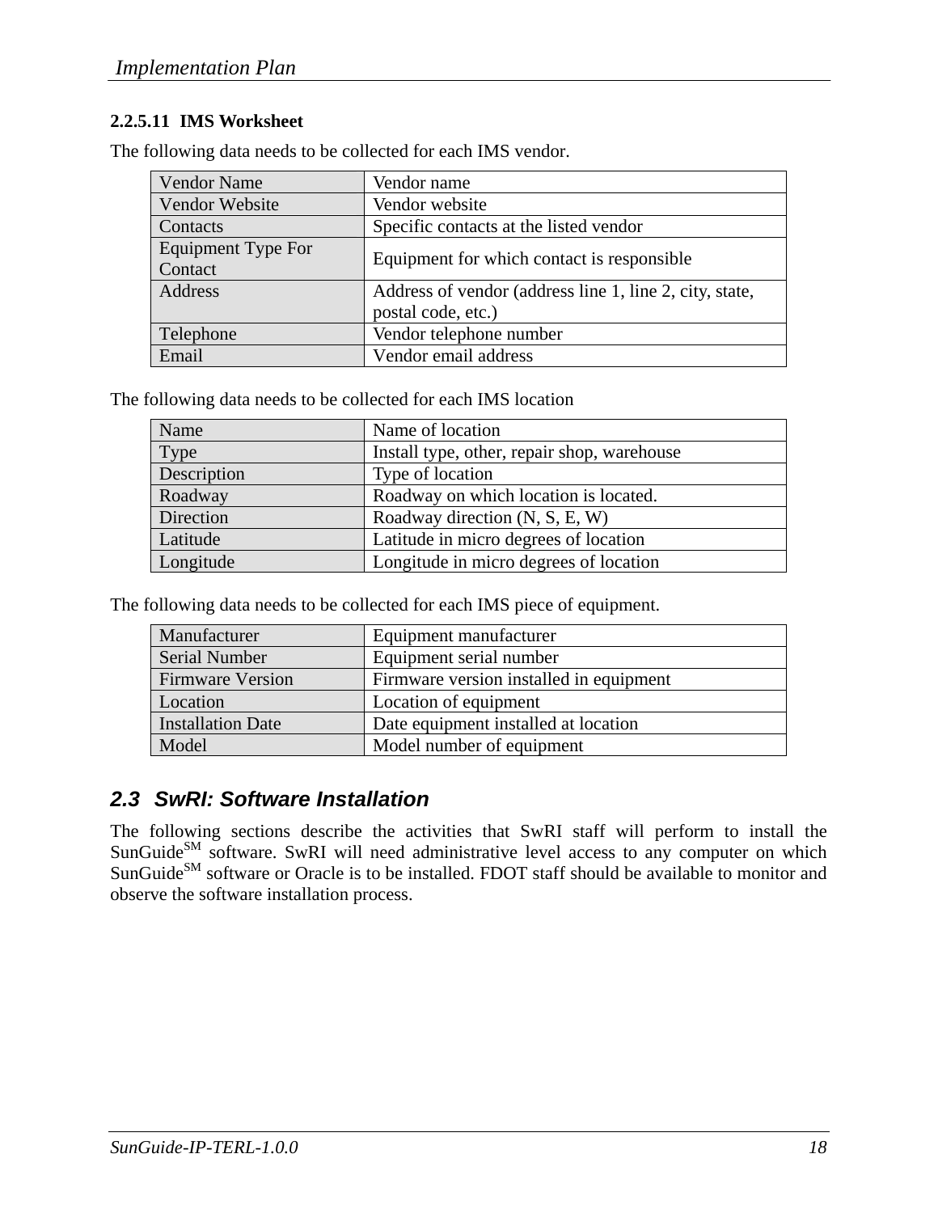#### 2.2.5.11 IMS Worksheet

The following data needs to be collected for each IMS vendor.

| | |
|---|---|
| Vendor Name | Vendor name |
| Vendor Website | Vendor website |
| Contacts | Specific contacts at the listed vendor |
| Equipment Type For Contact | Equipment for which contact is responsible |
| Address | Address of vendor (address line 1, line 2, city, state, postal code, etc.) |
| Telephone | Vendor telephone number |
| Email | Vendor email address |

The following data needs to be collected for each IMS location

| | |
|---|---|
| Name | Name of location |
| Type | Install type, other, repair shop, warehouse |
| Description | Type of location |
| Roadway | Roadway on which location is located. |
| Direction | Roadway direction (N, S, E, W) |
| Latitude | Latitude in micro degrees of location |
| Longitude | Longitude in micro degrees of location |

The following data needs to be collected for each IMS piece of equipment.

| | |
|---|---|
| Manufacturer | Equipment manufacturer |
| Serial Number | Equipment serial number |
| Firmware Version | Firmware version installed in equipment |
| Location | Location of equipment |
| Installation Date | Date equipment installed at location |
| Model | Model number of equipment |

## 2.3 SwRI: Software Installation

The following sections describe the activities that SwRI staff will perform to install the SunGuide[SM] software. SwRI will need administrative level access to any computer on which SunGuide[SM] software or Oracle is to be installed. FDOT staff should be available to monitor and observe the software installation process.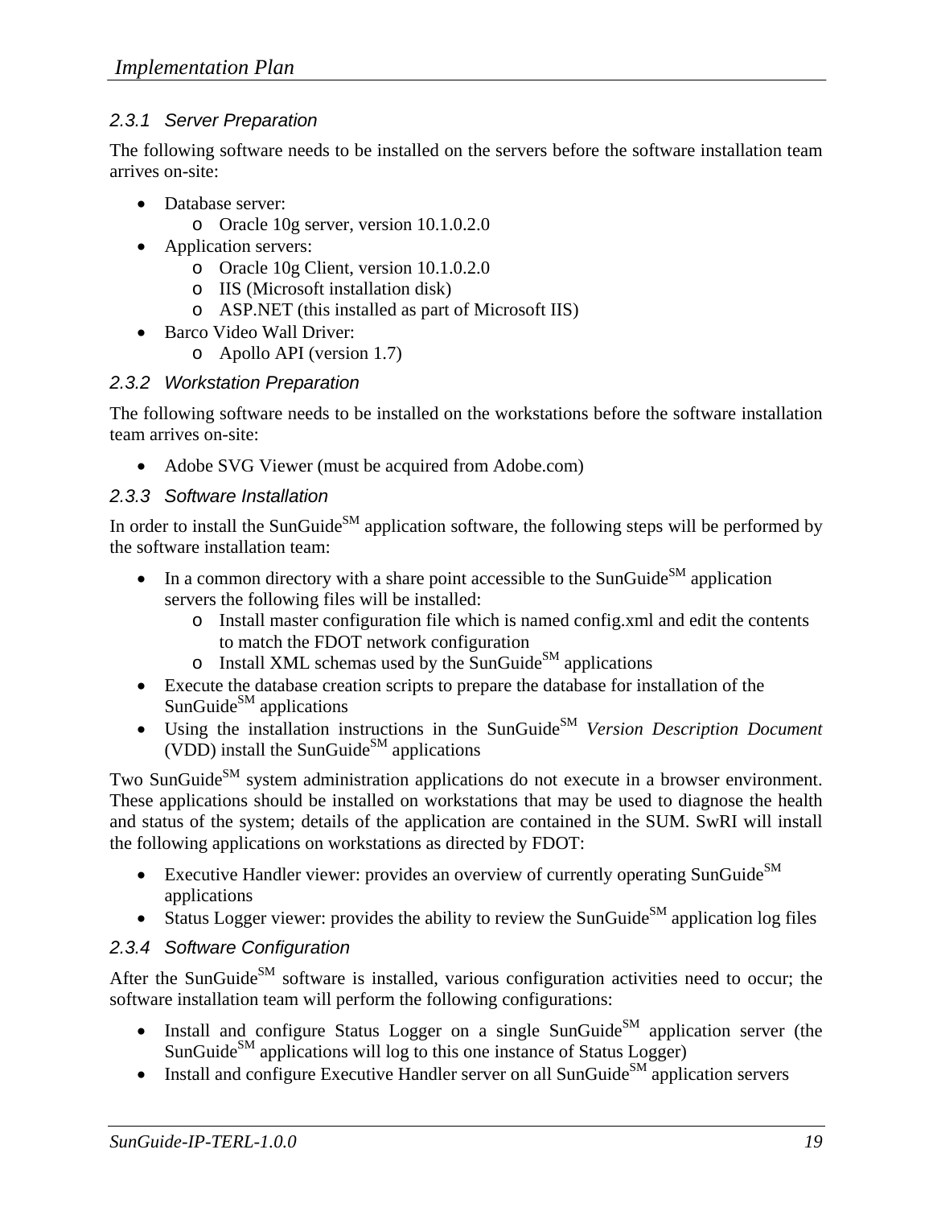### 2.3.1 Server Preparation

The following software needs to be installed on the servers before the software installation team arrives on-site:

- Database server:
  - Oracle 10g server, version 10.1.0.2.0
- Application servers:
  - Oracle 10g Client, version 10.1.0.2.0
  - IIS (Microsoft installation disk)
  - ASP.NET (this installed as part of Microsoft IIS)
- Barco Video Wall Driver:
  - Apollo API (version 1.7)

### 2.3.2 Workstation Preparation

The following software needs to be installed on the workstations before the software installation team arrives on-site:

- Adobe SVG Viewer (must be acquired from Adobe.com)

### 2.3.3 Software Installation

In order to install the SunGuide[SM] application software, the following steps will be performed by the software installation team:

- In a common directory with a share point accessible to the SunGuide[SM] application servers the following files will be installed:
  - Install master configuration file which is named config.xml and edit the contents to match the FDOT network configuration
  - Install XML schemas used by the SunGuide[SM] applications
- Execute the database creation scripts to prepare the database for installation of the SunGuide[SM] applications
- Using the installation instructions in the SunGuide[SM] *Version Description Document* (VDD) install the SunGuide[SM] applications

Two SunGuide[SM] system administration applications do not execute in a browser environment. These applications should be installed on workstations that may be used to diagnose the health and status of the system; details of the application are contained in the SUM. SwRI will install the following applications on workstations as directed by FDOT:

- Executive Handler viewer: provides an overview of currently operating SunGuide[SM] applications
- Status Logger viewer: provides the ability to review the SunGuide[SM] application log files

### 2.3.4 Software Configuration

After the SunGuide[SM] software is installed, various configuration activities need to occur; the software installation team will perform the following configurations:

- Install and configure Status Logger on a single SunGuide[SM] application server (the SunGuide[SM] applications will log to this one instance of Status Logger)
- Install and configure Executive Handler server on all SunGuide[SM] application servers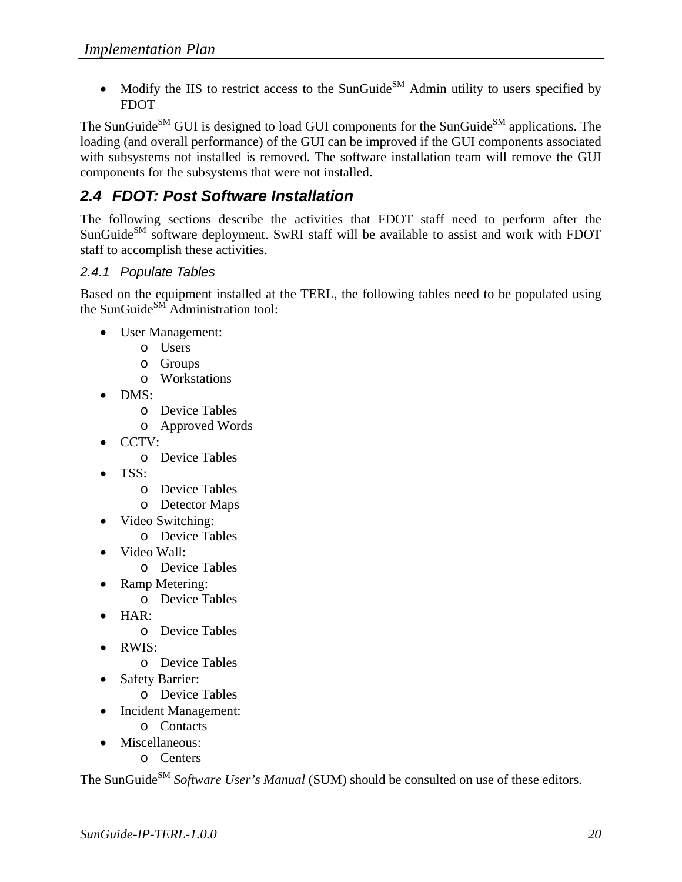- Modify the IIS to restrict access to the SunGuide$^{SM}$ Admin utility to users specified by FDOT

The SunGuide$^{SM}$ GUI is designed to load GUI components for the SunGuide$^{SM}$ applications. The loading (and overall performance) of the GUI can be improved if the GUI components associated with subsystems not installed is removed. The software installation team will remove the GUI components for the subsystems that were not installed.

## 2.4 FDOT: Post Software Installation

The following sections describe the activities that FDOT staff need to perform after the SunGuide$^{SM}$ software deployment. SwRI staff will be available to assist and work with FDOT staff to accomplish these activities.

### 2.4.1 Populate Tables

Based on the equipment installed at the TERL, the following tables need to be populated using the SunGuide$^{SM}$ Administration tool:

- User Management:
  - Users
  - Groups
  - Workstations
- DMS:
  - Device Tables
  - Approved Words
- CCTV:
  - Device Tables
- TSS:
  - Device Tables
  - Detector Maps
- Video Switching:
  - Device Tables
- Video Wall:
  - Device Tables
- Ramp Metering:
  - Device Tables
- HAR:
  - Device Tables
- RWIS:
  - Device Tables
- Safety Barrier:
  - Device Tables
- Incident Management:
  - Contacts
- Miscellaneous:
  - Centers

The SunGuide$^{SM}$ *Software User's Manual* (SUM) should be consulted on use of these editors.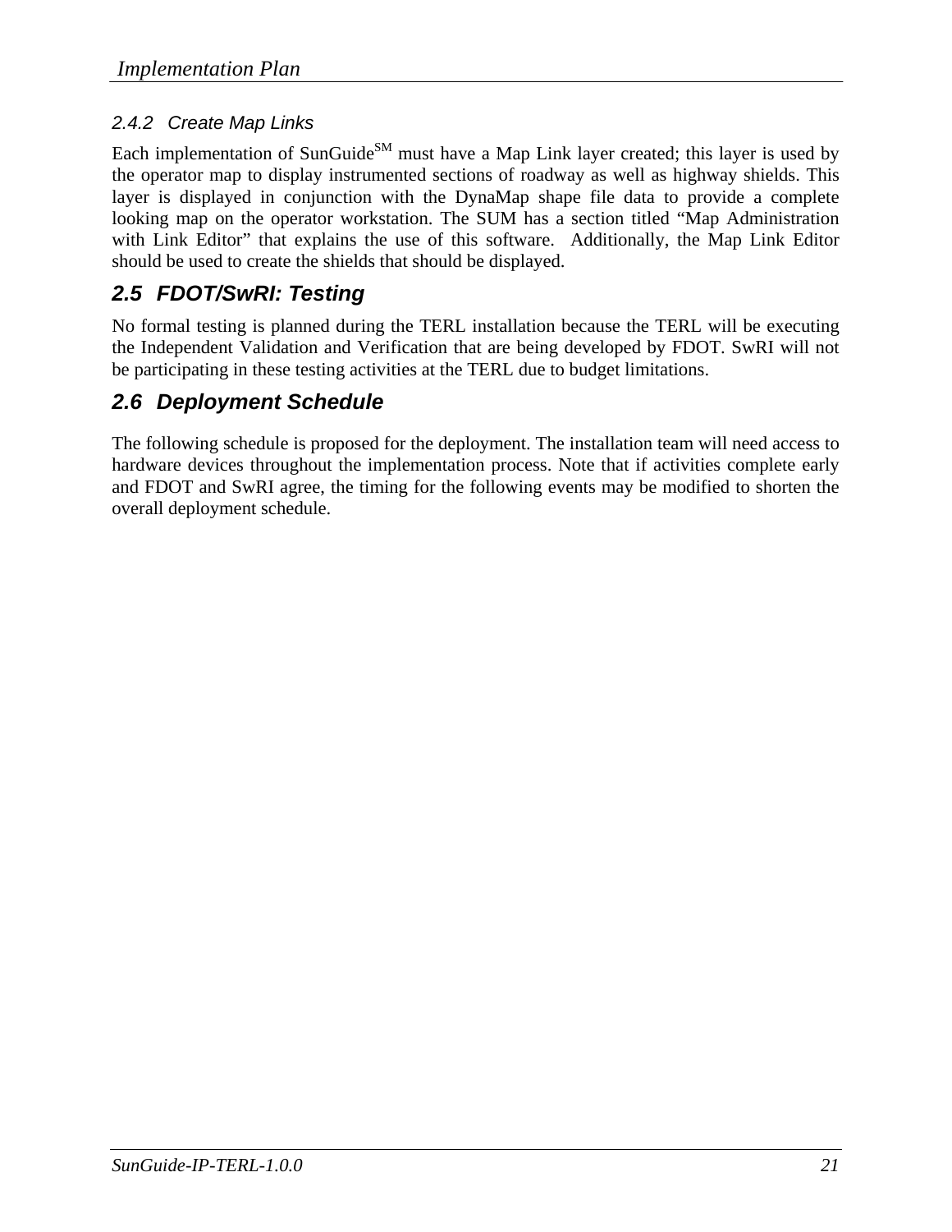#### 2.4.2 Create Map Links

Each implementation of SunGuide[SM] must have a Map Link layer created; this layer is used by the operator map to display instrumented sections of roadway as well as highway shields. This layer is displayed in conjunction with the DynaMap shape file data to provide a complete looking map on the operator workstation. The SUM has a section titled "Map Administration with Link Editor" that explains the use of this software. Additionally, the Map Link Editor should be used to create the shields that should be displayed.

### 2.5 FDOT/SwRI: Testing

No formal testing is planned during the TERL installation because the TERL will be executing the Independent Validation and Verification that are being developed by FDOT. SwRI will not be participating in these testing activities at the TERL due to budget limitations.

### 2.6 Deployment Schedule

The following schedule is proposed for the deployment. The installation team will need access to hardware devices throughout the implementation process. Note that if activities complete early and FDOT and SwRI agree, the timing for the following events may be modified to shorten the overall deployment schedule.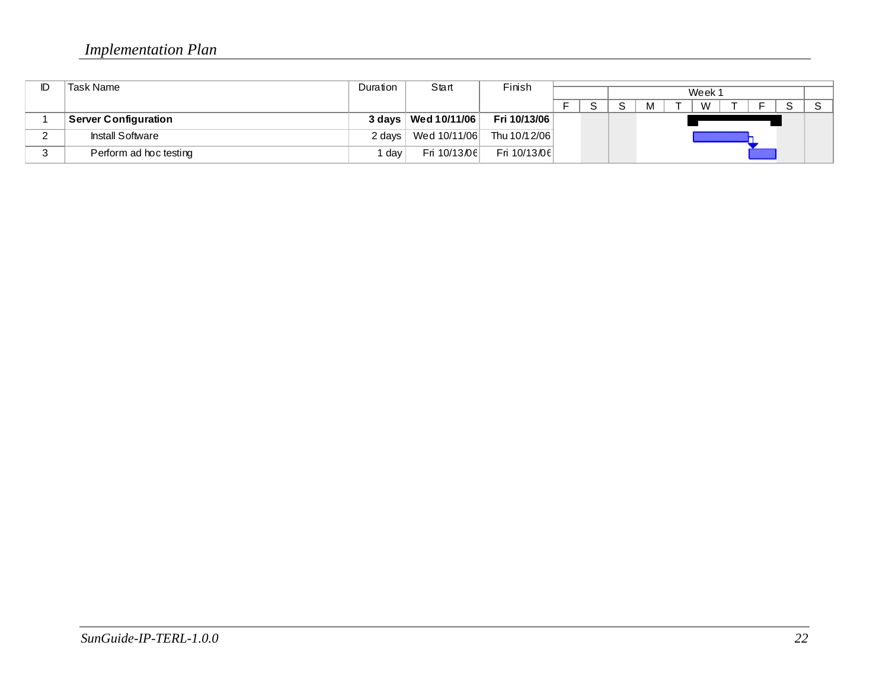| ID | Task Name | Duration | Start | Finish |
|---|---|---|---|---|
| 1 | **Server Configuration** | **3 days** | **Wed 10/11/06** | **Fri 10/13/06** |
| 2 | Install Software | 2 days | Wed 10/11/06 | Thu 10/12/06 |
| 3 | Perform ad hoc testing | 1 day | Fri 10/13/06 | Fri 10/13/06 |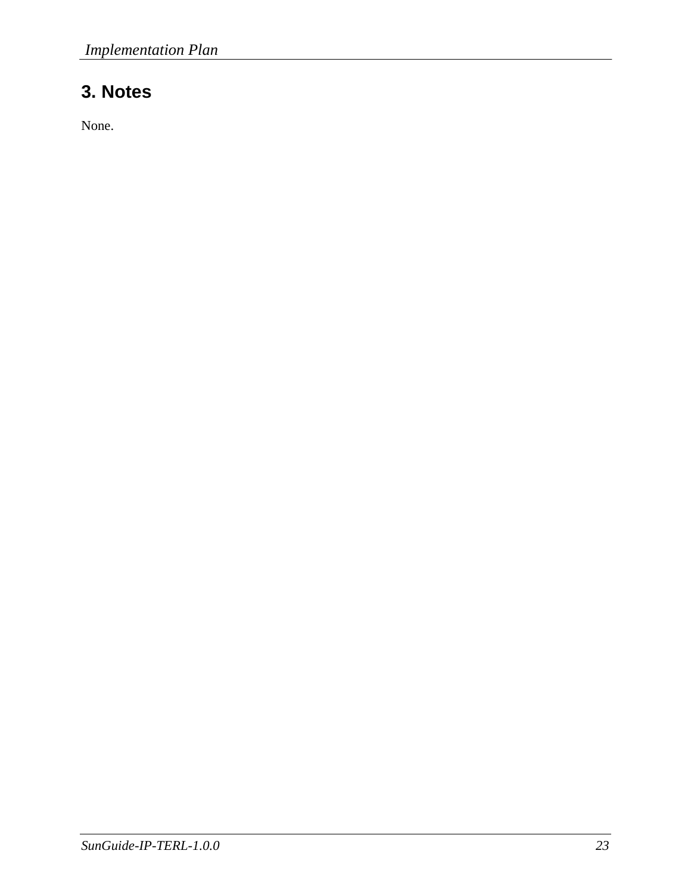# 3. Notes

None.